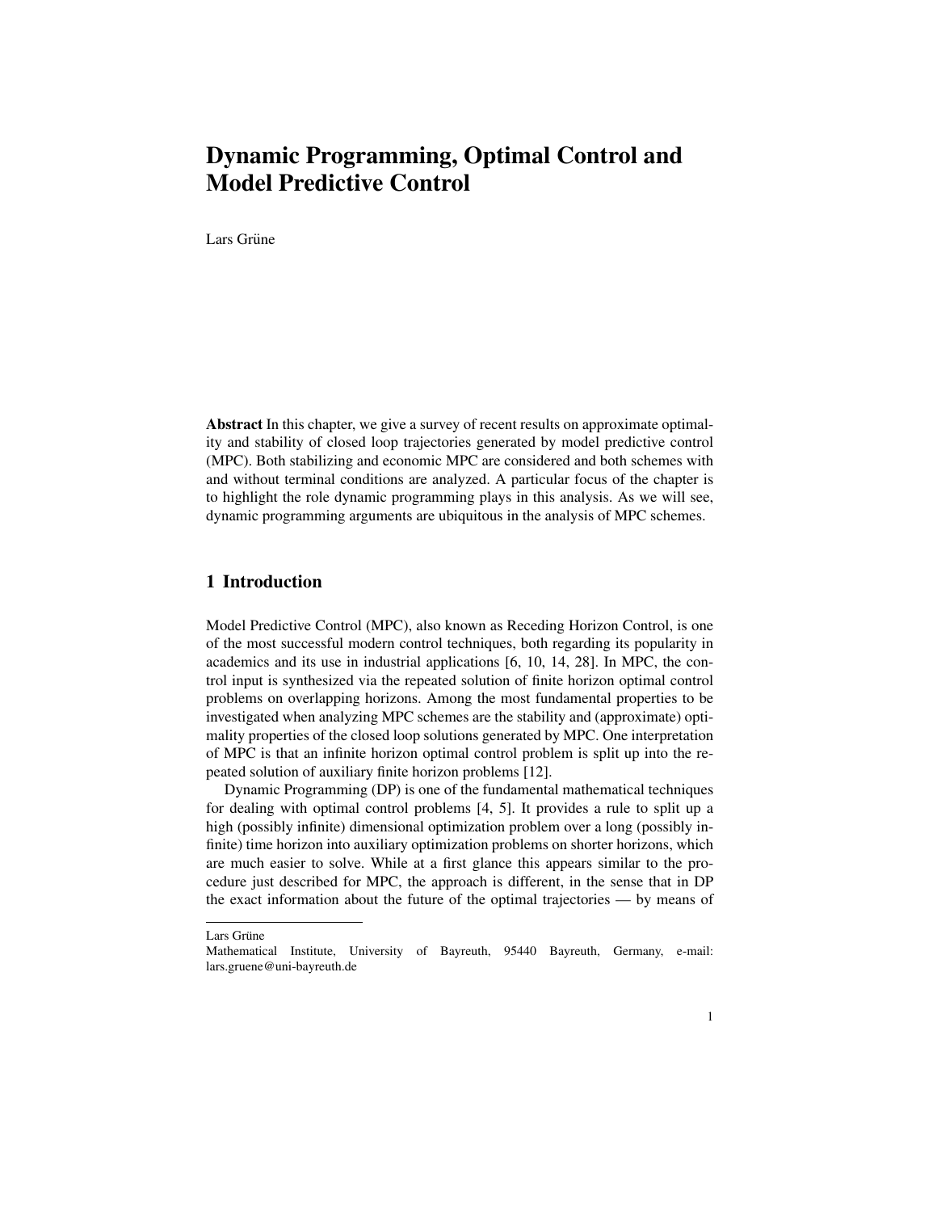# Dynamic Programming, Optimal Control and Model Predictive Control

Lars Grüne

**Abstract** In this chapter, we give a survey of recent results on approximate optimality and stability of closed loop trajectories generated by model predictive control (MPC). Both stabilizing and economic MPC are considered and both schemes with and without terminal conditions are analyzed. A particular focus of the chapter is to highlight the role dynamic programming plays in this analysis. As we will see, dynamic programming arguments are ubiquitous in the analysis of MPC schemes.

## 1 Introduction

Model Predictive Control (MPC), also known as Receding Horizon Control, is one of the most successful modern control techniques, both regarding its popularity in academics and its use in industrial applications [6, 10, 14, 28]. In MPC, the control input is synthesized via the repeated solution of finite horizon optimal control problems on overlapping horizons. Among the most fundamental properties to be investigated when analyzing MPC schemes are the stability and (approximate) optimality properties of the closed loop solutions generated by MPC. One interpretation of MPC is that an infinite horizon optimal control problem is split up into the repeated solution of auxiliary finite horizon problems [12].

Dynamic Programming (DP) is one of the fundamental mathematical techniques for dealing with optimal control problems [4, 5]. It provides a rule to split up a high (possibly infinite) dimensional optimization problem over a long (possibly infinite) time horizon into auxiliary optimization problems on shorter horizons, which are much easier to solve. While at a first glance this appears similar to the procedure just described for MPC, the approach is different, in the sense that in DP the exact information about the future of the optimal trajectories — by means of

---

Lars Grüne
Mathematical Institute, University of Bayreuth, 95440 Bayreuth, Germany, e-mail: lars.gruene@uni-bayreuth.de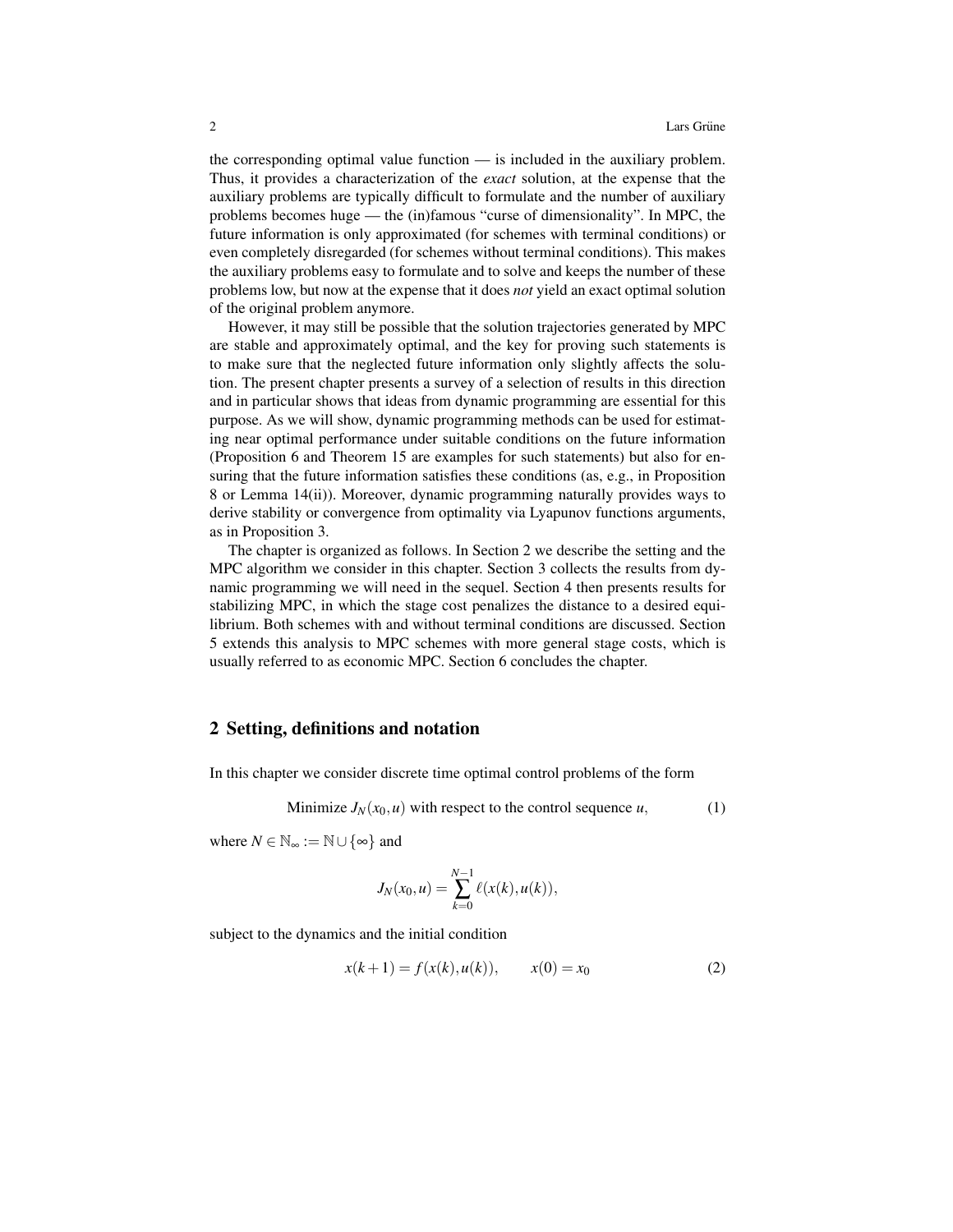the corresponding optimal value function — is included in the auxiliary problem. Thus, it provides a characterization of the *exact* solution, at the expense that the auxiliary problems are typically difficult to formulate and the number of auxiliary problems becomes huge — the (in)famous “curse of dimensionality”. In MPC, the future information is only approximated (for schemes with terminal conditions) or even completely disregarded (for schemes without terminal conditions). This makes the auxiliary problems easy to formulate and to solve and keeps the number of these problems low, but now at the expense that it does *not* yield an exact optimal solution of the original problem anymore.

However, it may still be possible that the solution trajectories generated by MPC are stable and approximately optimal, and the key for proving such statements is to make sure that the neglected future information only slightly affects the solution. The present chapter presents a survey of a selection of results in this direction and in particular shows that ideas from dynamic programming are essential for this purpose. As we will show, dynamic programming methods can be used for estimating near optimal performance under suitable conditions on the future information (Proposition 6 and Theorem 15 are examples for such statements) but also for ensuring that the future information satisfies these conditions (as, e.g., in Proposition 8 or Lemma 14(ii)). Moreover, dynamic programming naturally provides ways to derive stability or convergence from optimality via Lyapunov functions arguments, as in Proposition 3.

The chapter is organized as follows. In Section 2 we describe the setting and the MPC algorithm we consider in this chapter. Section 3 collects the results from dynamic programming we will need in the sequel. Section 4 then presents results for stabilizing MPC, in which the stage cost penalizes the distance to a desired equilibrium. Both schemes with and without terminal conditions are discussed. Section 5 extends this analysis to MPC schemes with more general stage costs, which is usually referred to as economic MPC. Section 6 concludes the chapter.

## 2 Setting, definitions and notation

In this chapter we consider discrete time optimal control problems of the form

$$\text{Minimize } J_N(x_0,u) \text{ with respect to the control sequence } u, \tag{1}$$

where $N \in \mathbb{N}_\infty := \mathbb{N} \cup \{\infty\}$ and

$$J_N(x_0,u) = \sum_{k=0}^{N-1} \ell(x(k),u(k)),$$

subject to the dynamics and the initial condition

$$x(k+1) = f(x(k),u(k)), \qquad x(0) = x_0 \tag{2}$$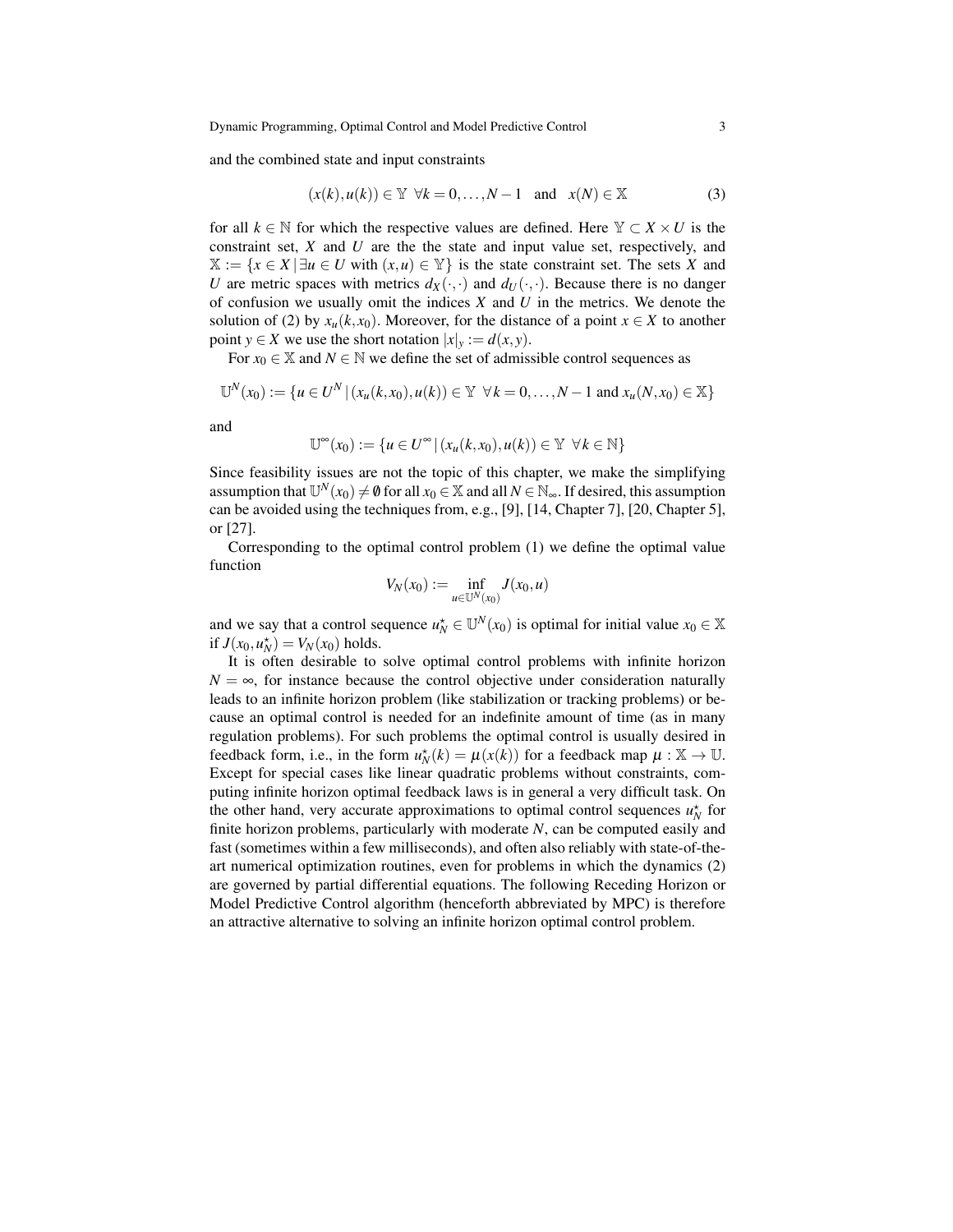and the combined state and input constraints

$$(x(k), u(k)) \in \mathbb{Y} \ \ \forall k = 0, \ldots, N-1 \quad \text{and} \quad x(N) \in \mathbb{X} \tag{3}$$

for all $k \in \mathbb{N}$ for which the respective values are defined. Here $\mathbb{Y} \subset X \times U$ is the constraint set, $X$ and $U$ are the the state and input value set, respectively, and $\mathbb{X} := \{x \in X \,|\, \exists u \in U \text{ with } (x,u) \in \mathbb{Y}\}$ is the state constraint set. The sets $X$ and $U$ are metric spaces with metrics $d_X(\cdot,\cdot)$ and $d_U(\cdot,\cdot)$. Because there is no danger of confusion we usually omit the indices $X$ and $U$ in the metrics. We denote the solution of (2) by $x_u(k, x_0)$. Moreover, for the distance of a point $x \in X$ to another point $y \in X$ we use the short notation $|x|_y := d(x,y)$.

For $x_0 \in \mathbb{X}$ and $N \in \mathbb{N}$ we define the set of admissible control sequences as

$$\mathbb{U}^N(x_0) := \{u \in U^N \,|\, (x_u(k,x_0), u(k)) \in \mathbb{Y} \ \ \forall k = 0, \ldots, N-1 \text{ and } x_u(N, x_0) \in \mathbb{X}\}$$

and

$$\mathbb{U}^\infty(x_0) := \{u \in U^\infty \,|\, (x_u(k,x_0), u(k)) \in \mathbb{Y} \ \ \forall k \in \mathbb{N}\}$$

Since feasibility issues are not the topic of this chapter, we make the simplifying assumption that $\mathbb{U}^N(x_0) \neq \emptyset$ for all $x_0 \in \mathbb{X}$ and all $N \in \mathbb{N}_\infty$. If desired, this assumption can be avoided using the techniques from, e.g., [9], [14, Chapter 7], [20, Chapter 5], or [27].

Corresponding to the optimal control problem (1) we define the optimal value function

$$V_N(x_0) := \inf_{u \in \mathbb{U}^N(x_0)} J(x_0, u)$$

and we say that a control sequence $u_N^\star \in \mathbb{U}^N(x_0)$ is optimal for initial value $x_0 \in \mathbb{X}$ if $J(x_0, u_N^\star) = V_N(x_0)$ holds.

It is often desirable to solve optimal control problems with infinite horizon $N = \infty$, for instance because the control objective under consideration naturally leads to an infinite horizon problem (like stabilization or tracking problems) or because an optimal control is needed for an indefinite amount of time (as in many regulation problems). For such problems the optimal control is usually desired in feedback form, i.e., in the form $u_N^\star(k) = \mu(x(k))$ for a feedback map $\mu : \mathbb{X} \to \mathbb{U}$. Except for special cases like linear quadratic problems without constraints, computing infinite horizon optimal feedback laws is in general a very difficult task. On the other hand, very accurate approximations to optimal control sequences $u_N^\star$ for finite horizon problems, particularly with moderate $N$, can be computed easily and fast (sometimes within a few milliseconds), and often also reliably with state-of-the-art numerical optimization routines, even for problems in which the dynamics (2) are governed by partial differential equations. The following Receding Horizon or Model Predictive Control algorithm (henceforth abbreviated by MPC) is therefore an attractive alternative to solving an infinite horizon optimal control problem.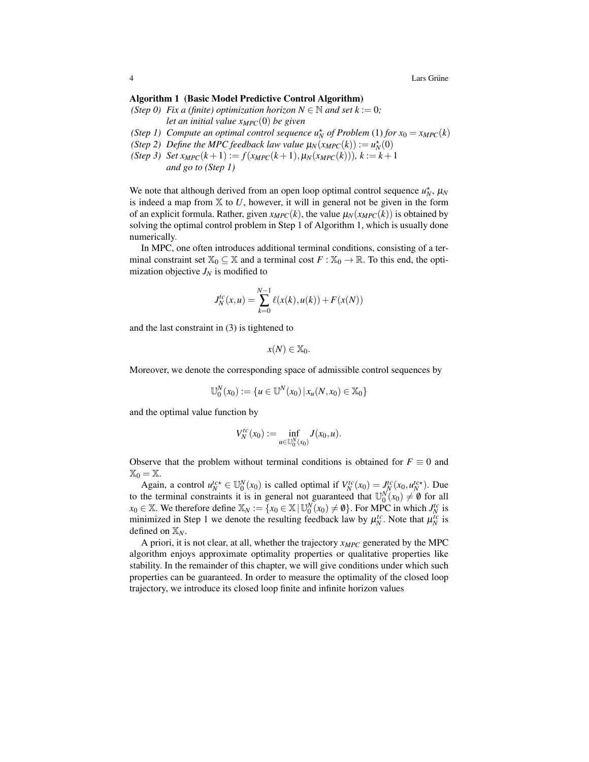**Algorithm 1 (Basic Model Predictive Control Algorithm)**

*(Step 0) Fix a (finite) optimization horizon $N \in \mathbb{N}$ and set $k := 0$;*
*let an initial value $x_{MPC}(0)$ be given*

*(Step 1) Compute an optimal control sequence $u_N^\star$ of Problem (1) for $x_0 = x_{MPC}(k)$*

*(Step 2) Define the MPC feedback law value $\mu_N(x_{MPC}(k)) := u_N^\star(0)$*

*(Step 3) Set $x_{MPC}(k+1) := f(x_{MPC}(k+1), \mu_N(x_{MPC}(k)))$, $k := k+1$*
*and go to (Step 1)*

We note that although derived from an open loop optimal control sequence $u_N^\star$, $\mu_N$ is indeed a map from $\mathbb{X}$ to $U$, however, it will in general not be given in the form of an explicit formula. Rather, given $x_{MPC}(k)$, the value $\mu_N(x_{MPC}(k))$ is obtained by solving the optimal control problem in Step 1 of Algorithm 1, which is usually done numerically.

In MPC, one often introduces additional terminal conditions, consisting of a terminal constraint set $\mathbb{X}_0 \subseteq \mathbb{X}$ and a terminal cost $F : \mathbb{X}_0 \to \mathbb{R}$. To this end, the optimization objective $J_N$ is modified to

$$J_N^{tc}(x,u) = \sum_{k=0}^{N-1} \ell(x(k),u(k)) + F(x(N))$$

and the last constraint in (3) is tightened to

$$x(N) \in \mathbb{X}_0.$$

Moreover, we denote the corresponding space of admissible control sequences by

$$\mathbb{U}_0^N(x_0) := \{u \in \mathbb{U}^N(x_0) \,|\, x_u(N,x_0) \in \mathbb{X}_0\}$$

and the optimal value function by

$$V_N^{tc}(x_0) := \inf_{u \in \mathbb{U}_0^N(x_0)} J(x_0,u).$$

Observe that the problem without terminal conditions is obtained for $F \equiv 0$ and $\mathbb{X}_0 = \mathbb{X}$.

Again, a control $u_N^{tc\star} \in \mathbb{U}_0^N(x_0)$ is called optimal if $V_N^{tc}(x_0) = J_N^{tc}(x_0, u_N^{tc\star})$. Due to the terminal constraints it is in general not guaranteed that $\mathbb{U}_0^N(x_0) \neq \emptyset$ for all $x_0 \in \mathbb{X}$. We therefore define $\mathbb{X}_N := \{x_0 \in \mathbb{X} \,|\, \mathbb{U}_0^N(x_0) \neq \emptyset\}$. For MPC in which $J_N^{tc}$ is minimized in Step 1 we denote the resulting feedback law by $\mu_N^{tc}$. Note that $\mu_N^{tc}$ is defined on $\mathbb{X}_N$.

A priori, it is not clear, at all, whether the trajectory $x_{MPC}$ generated by the MPC algorithm enjoys approximate optimality properties or qualitative properties like stability. In the remainder of this chapter, we will give conditions under which such properties can be guaranteed. In order to measure the optimality of the closed loop trajectory, we introduce its closed loop finite and infinite horizon values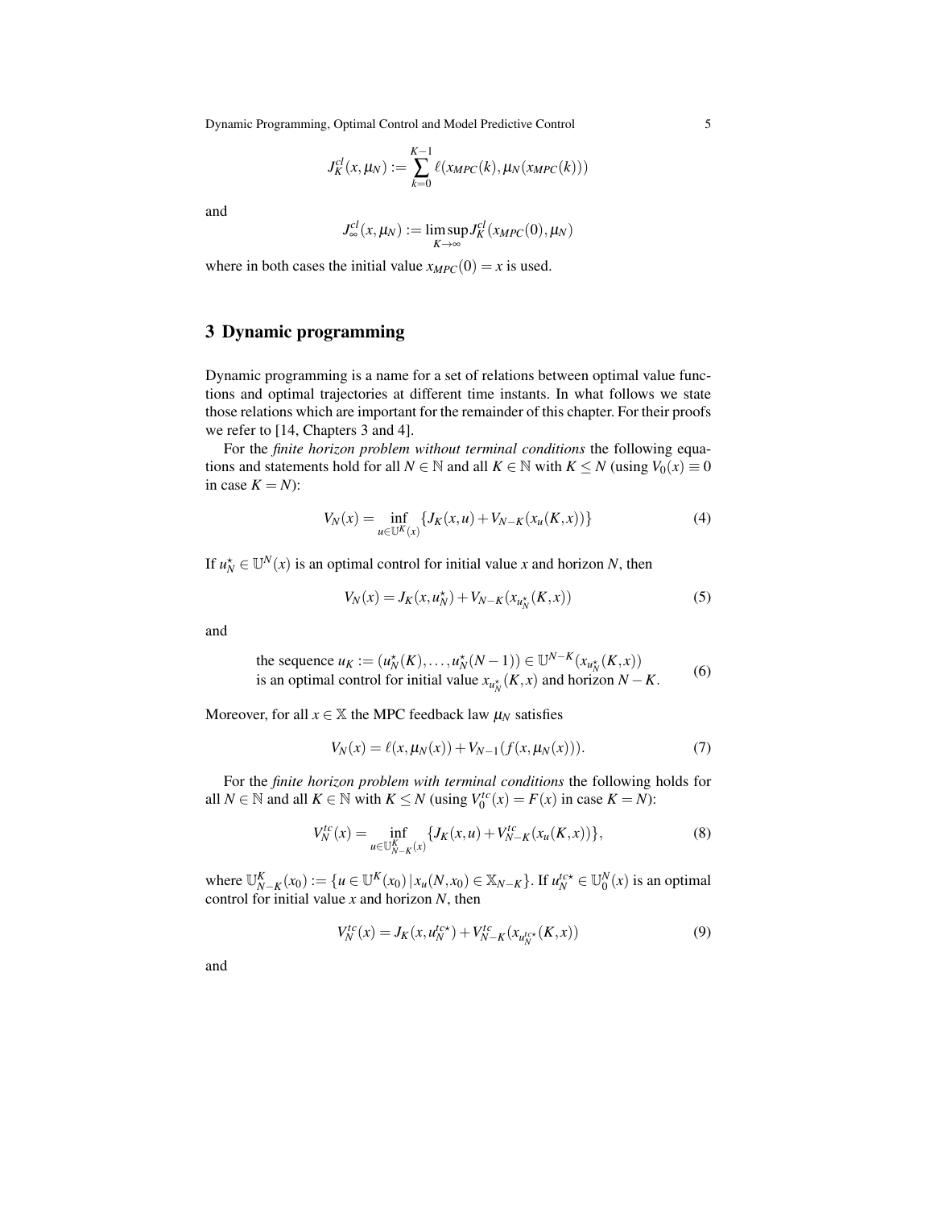$$J_K^{cl}(x, \mu_N) := \sum_{k=0}^{K-1} \ell(x_{MPC}(k), \mu_N(x_{MPC}(k)))$$

and

$$J_\infty^{cl}(x, \mu_N) := \limsup_{K \to \infty} J_K^{cl}(x_{MPC}(0), \mu_N)$$

where in both cases the initial value $x_{MPC}(0) = x$ is used.

## 3 Dynamic programming

Dynamic programming is a name for a set of relations between optimal value functions and optimal trajectories at different time instants. In what follows we state those relations which are important for the remainder of this chapter. For their proofs we refer to [14, Chapters 3 and 4].

For the *finite horizon problem without terminal conditions* the following equations and statements hold for all $N \in \mathbb{N}$ and all $K \in \mathbb{N}$ with $K \leq N$ (using $V_0(x) \equiv 0$ in case $K = N$):

$$V_N(x) = \inf_{u \in \mathbb{U}^K(x)} \{J_K(x,u) + V_{N-K}(x_u(K,x))\} \tag{4}$$

If $u_N^\star \in \mathbb{U}^N(x)$ is an optimal control for initial value $x$ and horizon $N$, then

$$V_N(x) = J_K(x, u_N^\star) + V_{N-K}(x_{u_N^\star}(K,x)) \tag{5}$$

and

$$\begin{array}{l}\text{the sequence } u_K := (u_N^\star(K), \ldots, u_N^\star(N-1)) \in \mathbb{U}^{N-K}(x_{u_N^\star}(K,x)) \\ \text{is an optimal control for initial value } x_{u_N^\star}(K,x) \text{ and horizon } N-K.\end{array} \tag{6}$$

Moreover, for all $x \in \mathbb{X}$ the MPC feedback law $\mu_N$ satisfies

$$V_N(x) = \ell(x, \mu_N(x)) + V_{N-1}(f(x, \mu_N(x))). \tag{7}$$

For the *finite horizon problem with terminal conditions* the following holds for all $N \in \mathbb{N}$ and all $K \in \mathbb{N}$ with $K \leq N$ (using $V_0^{tc}(x) = F(x)$ in case $K = N$):

$$V_N^{tc}(x) = \inf_{u \in \mathbb{U}_{N-K}^K(x)} \{J_K(x,u) + V_{N-K}^{tc}(x_u(K,x))\}, \tag{8}$$

where $\mathbb{U}_{N-K}^K(x_0) := \{u \in \mathbb{U}^K(x_0) \,|\, x_u(N,x_0) \in \mathbb{X}_{N-K}\}$. If $u_N^{tc\star} \in \mathbb{U}_0^N(x)$ is an optimal control for initial value $x$ and horizon $N$, then

$$V_N^{tc}(x) = J_K(x, u_N^{tc\star}) + V_{N-K}^{tc}(x_{u_N^{tc\star}}(K,x)) \tag{9}$$

and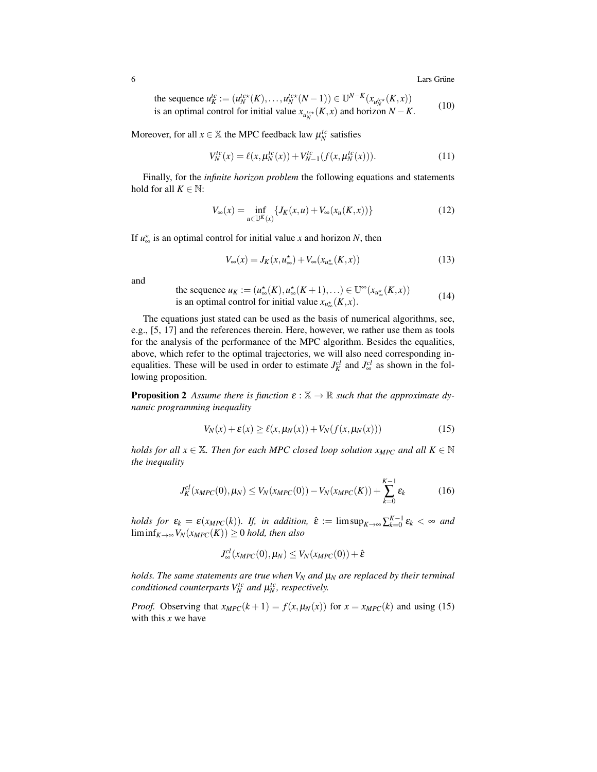$$\begin{array}{l}\text{the sequence } u_K^{tc} := (u_N^{tc\star}(K), \ldots, u_N^{tc\star}(N-1)) \in \mathbb{U}^{N-K}(x_{u_N^{tc\star}}(K,x)) \\ \text{is an optimal control for initial value } x_{u_N^{tc\star}}(K,x) \text{ and horizon } N-K.\end{array} \tag{10}$$

Moreover, for all $x \in \mathbb{X}$ the MPC feedback law $\mu_N^{tc}$ satisfies

$$V_N^{tc}(x) = \ell(x, \mu_N^{tc}(x)) + V_{N-1}^{tc}(f(x, \mu_N^{tc}(x))). \tag{11}$$

Finally, for the *infinite horizon problem* the following equations and statements hold for all $K \in \mathbb{N}$:

$$V_\infty(x) = \inf_{u \in \mathbb{U}^K(x)} \{J_K(x,u) + V_\infty(x_u(K,x))\} \tag{12}$$

If $u_\infty^\star$ is an optimal control for initial value $x$ and horizon $N$, then

$$V_\infty(x) = J_K(x, u_\infty^\star) + V_\infty(x_{u_\infty^\star}(K,x)) \tag{13}$$

and

$$\begin{array}{l}\text{the sequence } u_K := (u_\infty^\star(K), u_\infty^\star(K+1), \ldots) \in \mathbb{U}^\infty(x_{u_\infty^\star}(K,x)) \\ \text{is an optimal control for initial value } x_{u_\infty^\star}(K,x).\end{array} \tag{14}$$

The equations just stated can be used as the basis of numerical algorithms, see, e.g., [5, 17] and the references therein. Here, however, we rather use them as tools for the analysis of the performance of the MPC algorithm. Besides the equalities, above, which refer to the optimal trajectories, we will also need corresponding inequalities. These will be used in order to estimate $J_K^{cl}$ and $J_\infty^{cl}$ as shown in the following proposition.

**Proposition 2** *Assume there is function $\varepsilon : \mathbb{X} \to \mathbb{R}$ such that the approximate dynamic programming inequality*

$$V_N(x) + \varepsilon(x) \geq \ell(x, \mu_N(x)) + V_N(f(x, \mu_N(x))) \tag{15}$$

*holds for all $x \in \mathbb{X}$. Then for each MPC closed loop solution $x_{MPC}$ and all $K \in \mathbb{N}$ the inequality*

$$J_K^{cl}(x_{MPC}(0), \mu_N) \leq V_N(x_{MPC}(0)) - V_N(x_{MPC}(K)) + \sum_{k=0}^{K-1} \varepsilon_k \tag{16}$$

*holds for $\varepsilon_k = \varepsilon(x_{MPC}(k))$. If, in addition, $\hat{\varepsilon} := \limsup_{K \to \infty} \sum_{k=0}^{K-1} \varepsilon_k < \infty$ and $\liminf_{K \to \infty} V_N(x_{MPC}(K)) \geq 0$ hold, then also*

$$J_\infty^{cl}(x_{MPC}(0), \mu_N) \leq V_N(x_{MPC}(0)) + \hat{\varepsilon}$$

*holds. The same statements are true when $V_N$ and $\mu_N$ are replaced by their terminal conditioned counterparts $V_N^{tc}$ and $\mu_N^{tc}$, respectively.*

*Proof.* Observing that $x_{MPC}(k+1) = f(x, \mu_N(x))$ for $x = x_{MPC}(k)$ and using (15) with this $x$ we have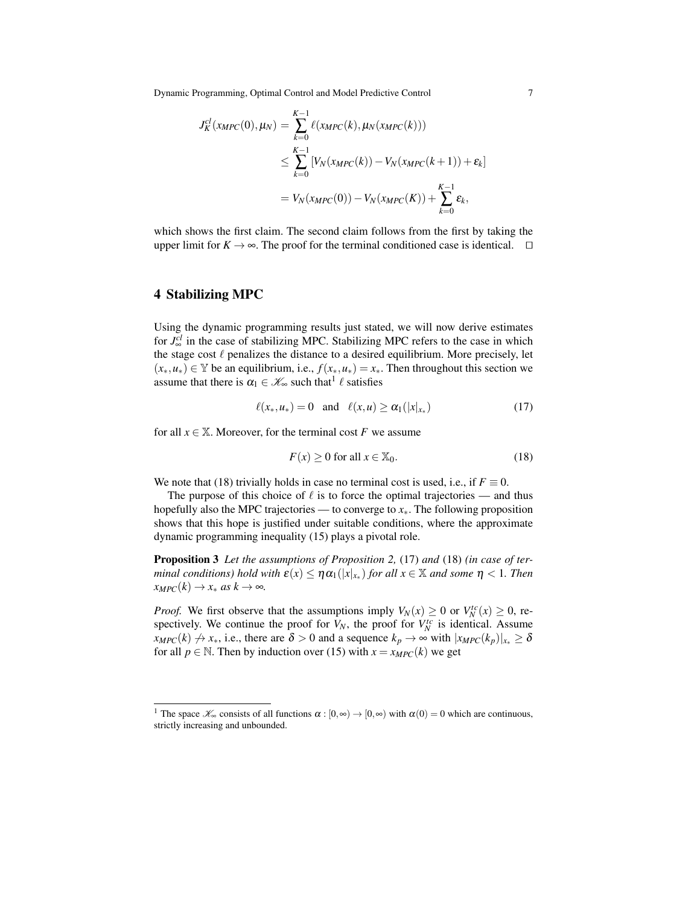$$
\begin{aligned}
J_K^{cl}(x_{MPC}(0), \mu_N) &= \sum_{k=0}^{K-1} \ell(x_{MPC}(k), \mu_N(x_{MPC}(k))) \\
&\le \sum_{k=0}^{K-1} [V_N(x_{MPC}(k)) - V_N(x_{MPC}(k+1)) + \varepsilon_k] \\
&= V_N(x_{MPC}(0)) - V_N(x_{MPC}(K)) + \sum_{k=0}^{K-1} \varepsilon_k,
\end{aligned}
$$

which shows the first claim. The second claim follows from the first by taking the upper limit for $K \to \infty$. The proof for the terminal conditioned case is identical. $\square$

## 4 Stabilizing MPC

Using the dynamic programming results just stated, we will now derive estimates for $J_\infty^{cl}$ in the case of stabilizing MPC. Stabilizing MPC refers to the case in which the stage cost $\ell$ penalizes the distance to a desired equilibrium. More precisely, let $(x_*, u_*) \in \mathbb{Y}$ be an equilibrium, i.e., $f(x_*, u_*) = x_*$. Then throughout this section we assume that there is $\alpha_1 \in \mathscr{K}_\infty$ such that[1] $\ell$ satisfies

$$
\ell(x_*, u_*) = 0 \quad \text{and} \quad \ell(x,u) \ge \alpha_1(|x|_{x_*}) \tag{17}
$$

for all $x \in \mathbb{X}$. Moreover, for the terminal cost $F$ we assume

$$
F(x) \ge 0 \text{ for all } x \in \mathbb{X}_0. \tag{18}
$$

We note that (18) trivially holds in case no terminal cost is used, i.e., if $F \equiv 0$.

The purpose of this choice of $\ell$ is to force the optimal trajectories — and thus hopefully also the MPC trajectories — to converge to $x_*$. The following proposition shows that this hope is justified under suitable conditions, where the approximate dynamic programming inequality (15) plays a pivotal role.

**Proposition 3** *Let the assumptions of Proposition 2,* (17) *and* (18) *(in case of terminal conditions) hold with $\varepsilon(x) \le \eta \alpha_1(|x|_{x_*})$ for all $x \in \mathbb{X}$ and some $\eta < 1$. Then $x_{MPC}(k) \to x_*$ as $k \to \infty$.*

*Proof.* We first observe that the assumptions imply $V_N(x) \ge 0$ or $V_N^{tc}(x) \ge 0$, respectively. We continue the proof for $V_N$, the proof for $V_N^{tc}$ is identical. Assume $x_{MPC}(k) \not\to x_*$, i.e., there are $\delta > 0$ and a sequence $k_p \to \infty$ with $|x_{MPC}(k_p)|_{x_*} \ge \delta$ for all $p \in \mathbb{N}$. Then by induction over (15) with $x = x_{MPC}(k)$ we get

[1] The space $\mathscr{K}_\infty$ consists of all functions $\alpha : [0,\infty) \to [0,\infty)$ with $\alpha(0) = 0$ which are continuous, strictly increasing and unbounded.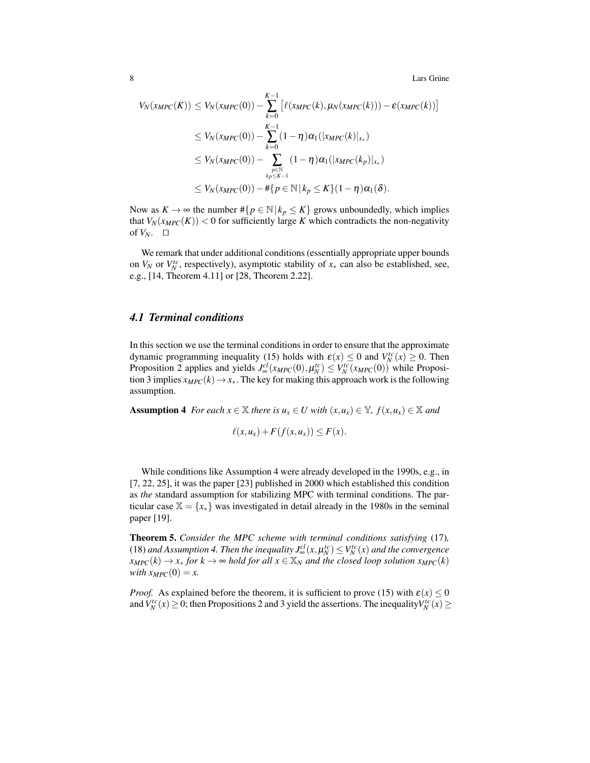$$
\begin{aligned}
V_N(x_{MPC}(K)) &\le V_N(x_{MPC}(0)) - \sum_{k=0}^{K-1} \left[\ell(x_{MPC}(k), \mu_N(x_{MPC}(k))) - \varepsilon(x_{MPC}(k))\right] \\
&\le V_N(x_{MPC}(0)) - \sum_{k=0}^{K-1} (1-\eta)\alpha_1(|x_{MPC}(k)|_{x_*}) \\
&\le V_N(x_{MPC}(0)) - \sum_{\substack{p\in\mathbb{N} \\ k_p \le K-1}} (1-\eta)\alpha_1(|x_{MPC}(k_p)|_{x_*}) \\
&\le V_N(x_{MPC}(0)) - \#\{p \in \mathbb{N} \,|\, k_p \le K\}(1-\eta)\alpha_1(\delta).
\end{aligned}
$$

Now as $K \to \infty$ the number $\#\{p \in \mathbb{N} \,|\, k_p \le K\}$ grows unboundedly, which implies that $V_N(x_{MPC}(K)) < 0$ for sufficiently large $K$ which contradicts the non-negativity of $V_N$. $\square$

We remark that under additional conditions (essentially appropriate upper bounds on $V_N$ or $V_N^{tc}$, respectively), asymptotic stability of $x_*$ can also be established, see, e.g., [14, Theorem 4.11] or [28, Theorem 2.22].

### *4.1 Terminal conditions*

In this section we use the terminal conditions in order to ensure that the approximate dynamic programming inequality (15) holds with $\varepsilon(x) \le 0$ and $V_N^{tc}(x) \ge 0$. Then Proposition 2 applies and yields $J_\infty^{cl}(x_{MPC}(0), \mu_N^{tc}) \le V_N^{tc}(x_{MPC}(0))$ while Proposition 3 implies $x_{MPC}(k) \to x_*$. The key for making this approach work is the following assumption.

**Assumption 4** *For each $x \in \mathbb{X}$ there is $u_x \in U$ with $(x, u_x) \in \mathbb{Y}$, $f(x, u_x) \in \mathbb{X}$ and*

$$
\ell(x, u_x) + F(f(x, u_x)) \le F(x).
$$

While conditions like Assumption 4 were already developed in the 1990s, e.g., in [7, 22, 25], it was the paper [23] published in 2000 which established this condition as *the* standard assumption for stabilizing MPC with terminal conditions. The particular case $\mathbb{X} = \{x_*\}$ was investigated in detail already in the 1980s in the seminal paper [19].

**Theorem 5.** *Consider the MPC scheme with terminal conditions satisfying* (17)*,* (18) *and Assumption 4. Then the inequality $J_\infty^{cl}(x, \mu_N^{tc}) \le V_N^{tc}(x)$ and the convergence $x_{MPC}(k) \to x_*$ for $k \to \infty$ hold for all $x \in \mathbb{X}_N$ and the closed loop solution $x_{MPC}(k)$ with $x_{MPC}(0) = x$.*

*Proof.* As explained before the theorem, it is sufficient to prove (15) with $\varepsilon(x) \le 0$ and $V_N^{tc}(x) \ge 0$; then Propositions 2 and 3 yield the assertions. The inequality $V_N^{tc}(x) \ge$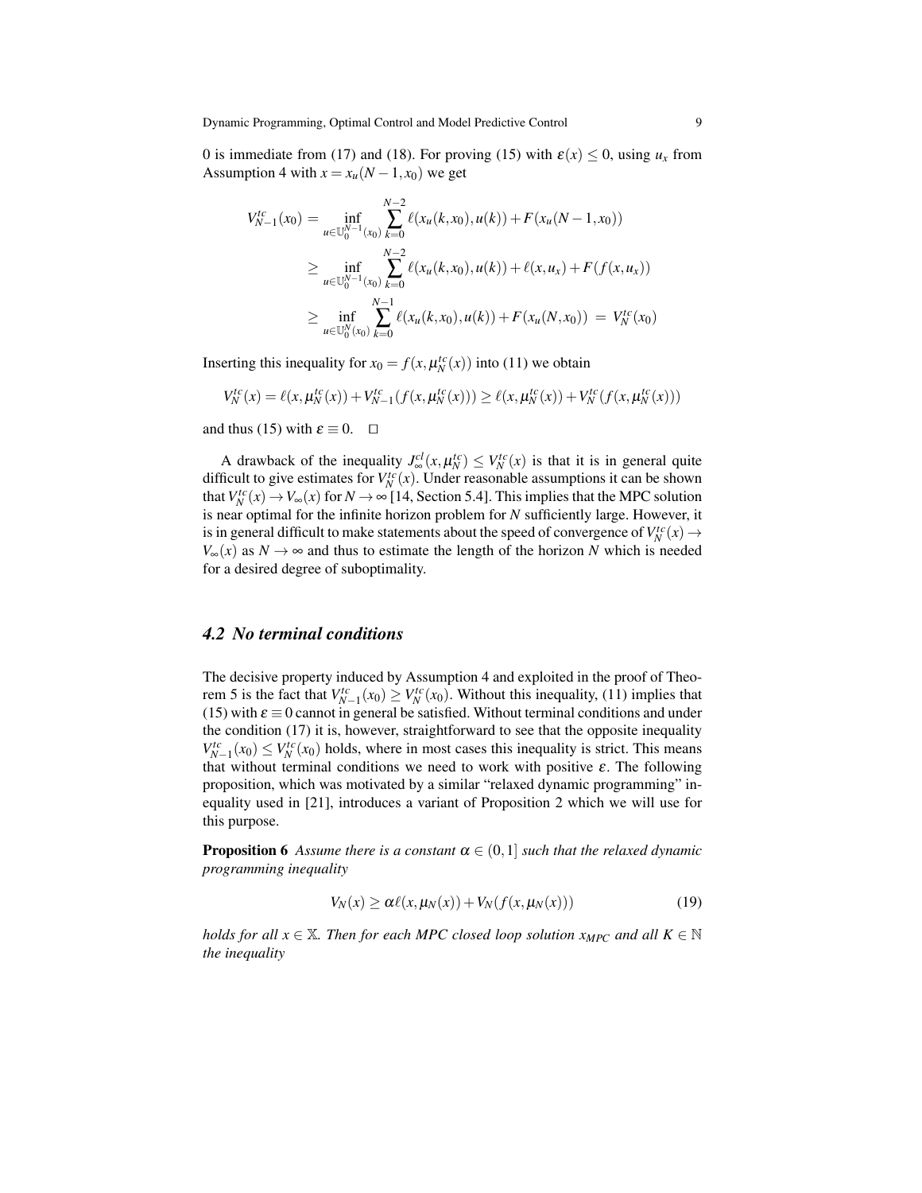0 is immediate from (17) and (18). For proving (15) with $\varepsilon(x) \le 0$, using $u_x$ from Assumption 4 with $x = x_u(N-1, x_0)$ we get

$$
\begin{aligned}
V_{N-1}^{tc}(x_0) &= \inf_{u \in \mathbb{U}_0^{N-1}(x_0)} \sum_{k=0}^{N-2} \ell(x_u(k,x_0), u(k)) + F(x_u(N-1,x_0)) \\
&\ge \inf_{u \in \mathbb{U}_0^{N-1}(x_0)} \sum_{k=0}^{N-2} \ell(x_u(k,x_0), u(k)) + \ell(x, u_x) + F(f(x,u_x)) \\
&\ge \inf_{u \in \mathbb{U}_0^{N}(x_0)} \sum_{k=0}^{N-1} \ell(x_u(k,x_0), u(k)) + F(x_u(N,x_0)) \;=\; V_N^{tc}(x_0)
\end{aligned}
$$

Inserting this inequality for $x_0 = f(x, \mu_N^{tc}(x))$ into (11) we obtain

$$
V_N^{tc}(x) = \ell(x, \mu_N^{tc}(x)) + V_{N-1}^{tc}(f(x, \mu_N^{tc}(x))) \ge \ell(x, \mu_N^{tc}(x)) + V_N^{tc}(f(x, \mu_N^{tc}(x)))
$$

and thus (15) with $\varepsilon \equiv 0$. $\square$

A drawback of the inequality $J_\infty^{cl}(x, \mu_N^{tc}) \le V_N^{tc}(x)$ is that it is in general quite difficult to give estimates for $V_N^{tc}(x)$. Under reasonable assumptions it can be shown that $V_N^{tc}(x) \to V_\infty(x)$ for $N \to \infty$ [14, Section 5.4]. This implies that the MPC solution is near optimal for the infinite horizon problem for $N$ sufficiently large. However, it is in general difficult to make statements about the speed of convergence of $V_N^{tc}(x) \to V_\infty(x)$ as $N \to \infty$ and thus to estimate the length of the horizon $N$ which is needed for a desired degree of suboptimality.

### *4.2 No terminal conditions*

The decisive property induced by Assumption 4 and exploited in the proof of Theorem 5 is the fact that $V_{N-1}^{tc}(x_0) \ge V_N^{tc}(x_0)$. Without this inequality, (11) implies that (15) with $\varepsilon \equiv 0$ cannot in general be satisfied. Without terminal conditions and under the condition (17) it is, however, straightforward to see that the opposite inequality $V_{N-1}^{tc}(x_0) \le V_N^{tc}(x_0)$ holds, where in most cases this inequality is strict. This means that without terminal conditions we need to work with positive $\varepsilon$. The following proposition, which was motivated by a similar "relaxed dynamic programming" inequality used in [21], introduces a variant of Proposition 2 which we will use for this purpose.

**Proposition 6** *Assume there is a constant $\alpha \in (0,1]$ such that the relaxed dynamic programming inequality*

$$
V_N(x) \ge \alpha \ell(x, \mu_N(x)) + V_N(f(x, \mu_N(x))) \tag{19}
$$

*holds for all $x \in \mathbb{X}$. Then for each MPC closed loop solution $x_{MPC}$ and all $K \in \mathbb{N}$ the inequality*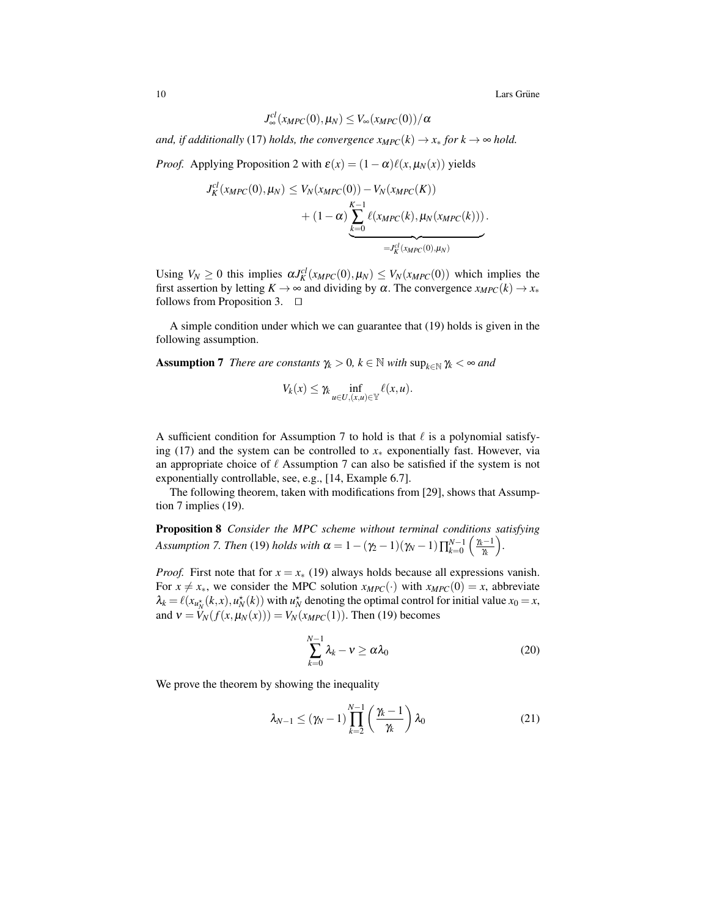$$J_\infty^{cl}(x_{MPC}(0),\mu_N) \le V_\infty(x_{MPC}(0))/\alpha$$

*and, if additionally* (17) *holds, the convergence $x_{MPC}(k) \to x_*$ for $k \to \infty$ hold.*

*Proof.* Applying Proposition 2 with $\varepsilon(x) = (1-\alpha)\ell(x,\mu_N(x))$ yields

$$J_K^{cl}(x_{MPC}(0),\mu_N) \le V_N(x_{MPC}(0)) - V_N(x_{MPC}(K)) + (1-\alpha)\underbrace{\sum_{k=0}^{K-1} \ell(x_{MPC}(k),\mu_N(x_{MPC}(k)))}_{=J_K^{cl}(x_{MPC}(0),\mu_N)}.$$

Using $V_N \ge 0$ this implies $\alpha J_K^{cl}(x_{MPC}(0),\mu_N) \le V_N(x_{MPC}(0))$ which implies the first assertion by letting $K \to \infty$ and dividing by $\alpha$. The convergence $x_{MPC}(k) \to x_*$ follows from Proposition 3. $\square$

A simple condition under which we can guarantee that (19) holds is given in the following assumption.

**Assumption 7** *There are constants $\gamma_k > 0$, $k \in \mathbb{N}$ with $\sup_{k\in\mathbb{N}} \gamma_k < \infty$ and*

$$V_k(x) \le \gamma_k \inf_{u\in U,(x,u)\in\mathbb{Y}} \ell(x,u).$$

A sufficient condition for Assumption 7 to hold is that $\ell$ is a polynomial satisfying (17) and the system can be controlled to $x_*$ exponentially fast. However, via an appropriate choice of $\ell$ Assumption 7 can also be satisfied if the system is not exponentially controllable, see, e.g., [14, Example 6.7].

The following theorem, taken with modifications from [29], shows that Assumption 7 implies (19).

**Proposition 8** *Consider the MPC scheme without terminal conditions satisfying Assumption 7. Then* (19) *holds with $\alpha = 1 - (\gamma_2 - 1)(\gamma_N - 1)\prod_{k=0}^{N-1}\left(\frac{\gamma_k - 1}{\gamma_k}\right)$.*

*Proof.* First note that for $x = x_*$ (19) always holds because all expressions vanish. For $x \ne x_*$, we consider the MPC solution $x_{MPC}(\cdot)$ with $x_{MPC}(0) = x$, abbreviate $\lambda_k = \ell(x_{u_N^\star}(k,x), u_N^\star(k))$ with $u_N^\star$ denoting the optimal control for initial value $x_0 = x$, and $\nu = V_N(f(x,\mu_N(x))) = V_N(x_{MPC}(1))$. Then (19) becomes

$$\sum_{k=0}^{N-1} \lambda_k - \nu \ge \alpha\lambda_0 \tag{20}$$

We prove the theorem by showing the inequality

$$\lambda_{N-1} \le (\gamma_N - 1)\prod_{k=2}^{N-1}\left(\frac{\gamma_k - 1}{\gamma_k}\right)\lambda_0 \tag{21}$$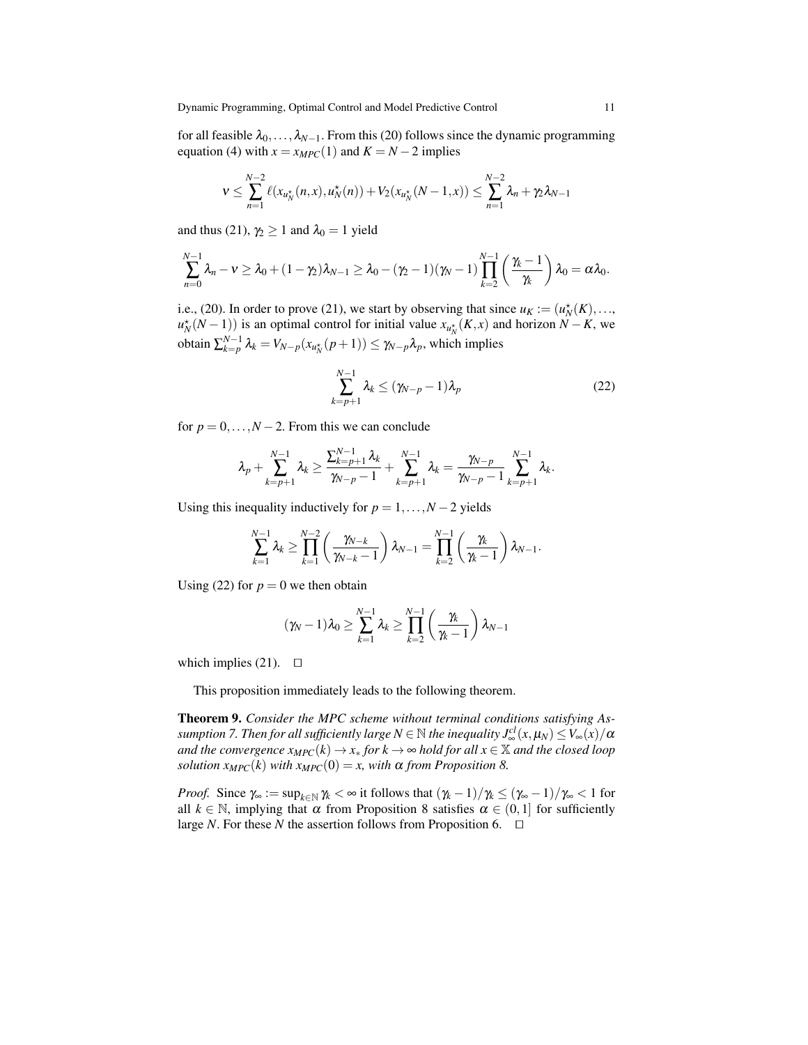for all feasible $\lambda_0, \dots, \lambda_{N-1}$. From this (20) follows since the dynamic programming equation (4) with $x = x_{MPC}(1)$ and $K = N-2$ implies

$$\nu \leq \sum_{n=1}^{N-2} \ell(x_{u_N^\star}(n,x), u_N^\star(n)) + V_2(x_{u_N^\star}(N-1,x)) \leq \sum_{n=1}^{N-2} \lambda_n + \gamma_2 \lambda_{N-1}$$

and thus (21), $\gamma_2 \geq 1$ and $\lambda_0 = 1$ yield

$$\sum_{n=0}^{N-1} \lambda_n - \nu \geq \lambda_0 + (1-\gamma_2)\lambda_{N-1} \geq \lambda_0 - (\gamma_2 - 1)(\gamma_N - 1) \prod_{k=2}^{N-1} \left( \frac{\gamma_k - 1}{\gamma_k} \right) \lambda_0 = \alpha \lambda_0.$$

i.e., (20). In order to prove (21), we start by observing that since $u_K := (u_N^\star(K), \dots, u_N^\star(N-1))$ is an optimal control for initial value $x_{u_N^\star}(K,x)$ and horizon $N-K$, we obtain $\sum_{k=p}^{N-1} \lambda_k = V_{N-p}(x_{u_N^\star}(p+1)) \leq \gamma_{N-p} \lambda_p$, which implies

$$\sum_{k=p+1}^{N-1} \lambda_k \leq (\gamma_{N-p} - 1)\lambda_p \tag{22}$$

for $p = 0, \dots, N-2$. From this we can conclude

$$\lambda_p + \sum_{k=p+1}^{N-1} \lambda_k \geq \frac{\sum_{k=p+1}^{N-1} \lambda_k}{\gamma_{N-p} - 1} + \sum_{k=p+1}^{N-1} \lambda_k = \frac{\gamma_{N-p}}{\gamma_{N-p} - 1} \sum_{k=p+1}^{N-1} \lambda_k.$$

Using this inequality inductively for $p = 1, \dots, N-2$ yields

$$\sum_{k=1}^{N-1} \lambda_k \geq \prod_{k=1}^{N-2} \left( \frac{\gamma_{N-k}}{\gamma_{N-k} - 1} \right) \lambda_{N-1} = \prod_{k=2}^{N-1} \left( \frac{\gamma_k}{\gamma_k - 1} \right) \lambda_{N-1}.$$

Using (22) for $p = 0$ we then obtain

$$(\gamma_N - 1)\lambda_0 \geq \sum_{k=1}^{N-1} \lambda_k \geq \prod_{k=2}^{N-1} \left( \frac{\gamma_k}{\gamma_k - 1} \right) \lambda_{N-1}$$

which implies (21). $\square$

This proposition immediately leads to the following theorem.

**Theorem 9.** *Consider the MPC scheme without terminal conditions satisfying Assumption 7. Then for all sufficiently large $N \in \mathbb{N}$ the inequality $J_\infty^{cl}(x, \mu_N) \leq V_\infty(x)/\alpha$ and the convergence $x_{MPC}(k) \to x_*$ for $k \to \infty$ hold for all $x \in \mathbb{X}$ and the closed loop solution $x_{MPC}(k)$ with $x_{MPC}(0) = x$, with $\alpha$ from Proposition 8.*

*Proof.* Since $\gamma_\infty := \sup_{k \in \mathbb{N}} \gamma_k < \infty$ it follows that $(\gamma_k - 1)/\gamma_k \leq (\gamma_\infty - 1)/\gamma_\infty < 1$ for all $k \in \mathbb{N}$, implying that $\alpha$ from Proposition 8 satisfies $\alpha \in (0,1]$ for sufficiently large $N$. For these $N$ the assertion follows from Proposition 6. $\square$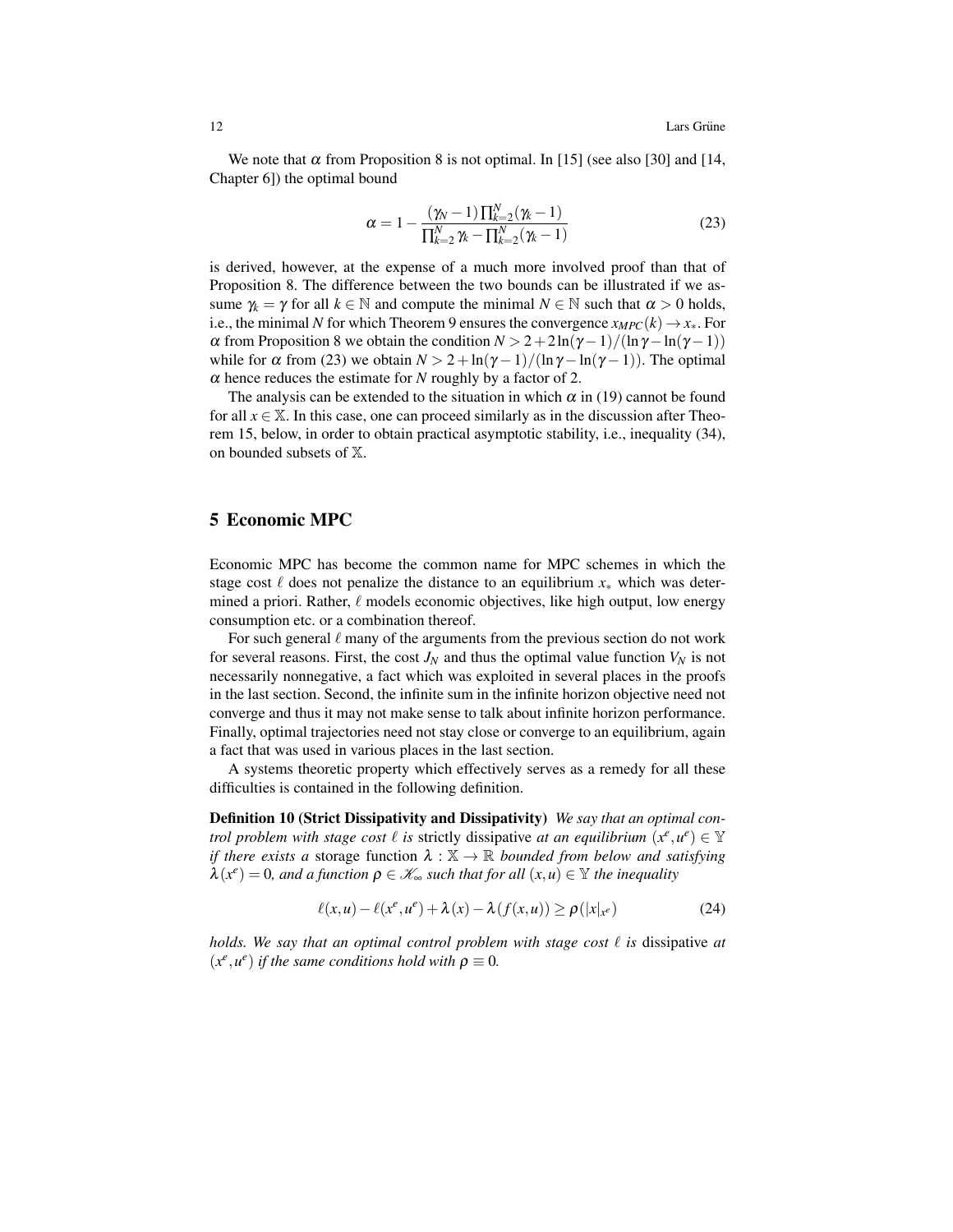We note that $\alpha$ from Proposition 8 is not optimal. In [15] (see also [30] and [14, Chapter 6]) the optimal bound

$$\alpha = 1 - \frac{(\gamma_N - 1)\prod_{k=2}^{N}(\gamma_k - 1)}{\prod_{k=2}^{N}\gamma_k - \prod_{k=2}^{N}(\gamma_k - 1)} \tag{23}$$

is derived, however, at the expense of a much more involved proof than that of Proposition 8. The difference between the two bounds can be illustrated if we assume $\gamma_k = \gamma$ for all $k \in \mathbb{N}$ and compute the minimal $N \in \mathbb{N}$ such that $\alpha > 0$ holds, i.e., the minimal $N$ for which Theorem 9 ensures the convergence $x_{MPC}(k) \to x_*$. For $\alpha$ from Proposition 8 we obtain the condition $N > 2 + 2\ln(\gamma - 1)/(\ln\gamma - \ln(\gamma - 1))$ while for $\alpha$ from (23) we obtain $N > 2 + \ln(\gamma - 1)/(\ln\gamma - \ln(\gamma - 1))$. The optimal $\alpha$ hence reduces the estimate for $N$ roughly by a factor of 2.

The analysis can be extended to the situation in which $\alpha$ in (19) cannot be found for all $x \in \mathbb{X}$. In this case, one can proceed similarly as in the discussion after Theorem 15, below, in order to obtain practical asymptotic stability, i.e., inequality (34), on bounded subsets of $\mathbb{X}$.

## 5 Economic MPC

Economic MPC has become the common name for MPC schemes in which the stage cost $\ell$ does not penalize the distance to an equilibrium $x_*$ which was determined a priori. Rather, $\ell$ models economic objectives, like high output, low energy consumption etc. or a combination thereof.

For such general $\ell$ many of the arguments from the previous section do not work for several reasons. First, the cost $J_N$ and thus the optimal value function $V_N$ is not necessarily nonnegative, a fact which was exploited in several places in the proofs in the last section. Second, the infinite sum in the infinite horizon objective need not converge and thus it may not make sense to talk about infinite horizon performance. Finally, optimal trajectories need not stay close or converge to an equilibrium, again a fact that was used in various places in the last section.

A systems theoretic property which effectively serves as a remedy for all these difficulties is contained in the following definition.

**Definition 10 (Strict Dissipativity and Dissipativity)** *We say that an optimal control problem with stage cost $\ell$ is* strictly dissipative *at an equilibrium $(x^e, u^e) \in \mathbb{Y}$ if there exists a* storage function *$\lambda : \mathbb{X} \to \mathbb{R}$ bounded from below and satisfying $\lambda(x^e) = 0$, and a function $\rho \in \mathscr{K}_\infty$ such that for all $(x,u) \in \mathbb{Y}$ the inequality*

$$\ell(x,u) - \ell(x^e,u^e) + \lambda(x) - \lambda(f(x,u)) \geq \rho(|x|_{x^e}) \tag{24}$$

*holds. We say that an optimal control problem with stage cost $\ell$ is* dissipative *at $(x^e, u^e)$ if the same conditions hold with $\rho \equiv 0$.*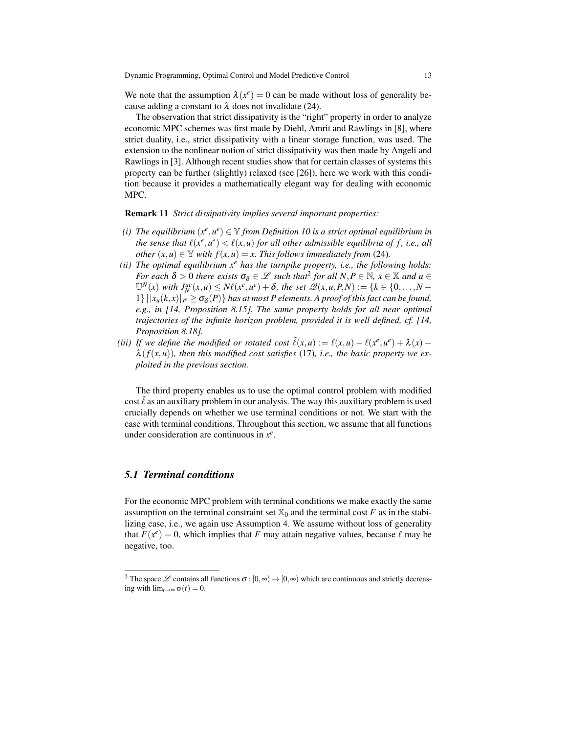We note that the assumption $\lambda(x^e) = 0$ can be made without loss of generality because adding a constant to $\lambda$ does not invalidate (24).

The observation that strict dissipativity is the "right" property in order to analyze economic MPC schemes was first made by Diehl, Amrit and Rawlings in [8], where strict duality, i.e., strict dissipativity with a linear storage function, was used. The extension to the nonlinear notion of strict dissipativity was then made by Angeli and Rawlings in [3]. Although recent studies show that for certain classes of systems this property can be further (slightly) relaxed (see [26]), here we work with this condition because it provides a mathematically elegant way for dealing with economic MPC.

**Remark 11** *Strict dissipativity implies several important properties:*

*(i) The equilibrium $(x^e,u^e) \in \mathbb{Y}$ from Definition 10 is a strict optimal equilibrium in the sense that $\ell(x^e,u^e) < \ell(x,u)$ for all other admissible equilibria of $f$, i.e., all other $(x,u) \in \mathbb{Y}$ with $f(x,u) = x$. This follows immediately from* (24)*.*

*(ii) The optimal equilibrium $x^e$ has the turnpike property, i.e., the following holds: For each $\delta > 0$ there exists $\sigma_\delta \in \mathscr{L}$ such that*[2] *for all $N,P \in \mathbb{N}$, $x \in \mathbb{X}$ and $u \in \mathbb{U}^N(x)$ with $J_N^{uc}(x,u) \le N\ell(x^e,u^e) + \delta$, the set $\mathscr{Q}(x,u,P,N) := \{k \in \{0,\dots,N-1\} \,|\, |x_u(k,x)|_{x^e} \ge \sigma_\delta(P)\}$ has at most $P$ elements. A proof of this fact can be found, e.g., in [14, Proposition 8.15]. The same property holds for all near optimal trajectories of the infinite horizon problem, provided it is well defined, cf. [14, Proposition 8.18].*

*(iii) If we define the modified or rotated cost $\tilde{\ell}(x,u) := \ell(x,u) - \ell(x^e,u^e) + \lambda(x) - \lambda(f(x,u))$, then this modified cost satisfies* (17)*, i.e., the basic property we exploited in the previous section.*

The third property enables us to use the optimal control problem with modified cost $\tilde{\ell}$ as an auxiliary problem in our analysis. The way this auxiliary problem is used crucially depends on whether we use terminal conditions or not. We start with the case with terminal conditions. Throughout this section, we assume that all functions under consideration are continuous in $x^e$.

## 5.1 Terminal conditions

For the economic MPC problem with terminal conditions we make exactly the same assumption on the terminal constraint set $\mathbb{X}_0$ and the terminal cost $F$ as in the stabilizing case, i.e., we again use Assumption 4. We assume without loss of generality that $F(x^e) = 0$, which implies that $F$ may attain negative values, because $\ell$ may be negative, too.

---

[2] The space $\mathscr{L}$ contains all functions $\sigma : [0,\infty) \to [0,\infty)$ which are continuous and strictly decreasing with $\lim_{t\to\infty} \sigma(t) = 0$.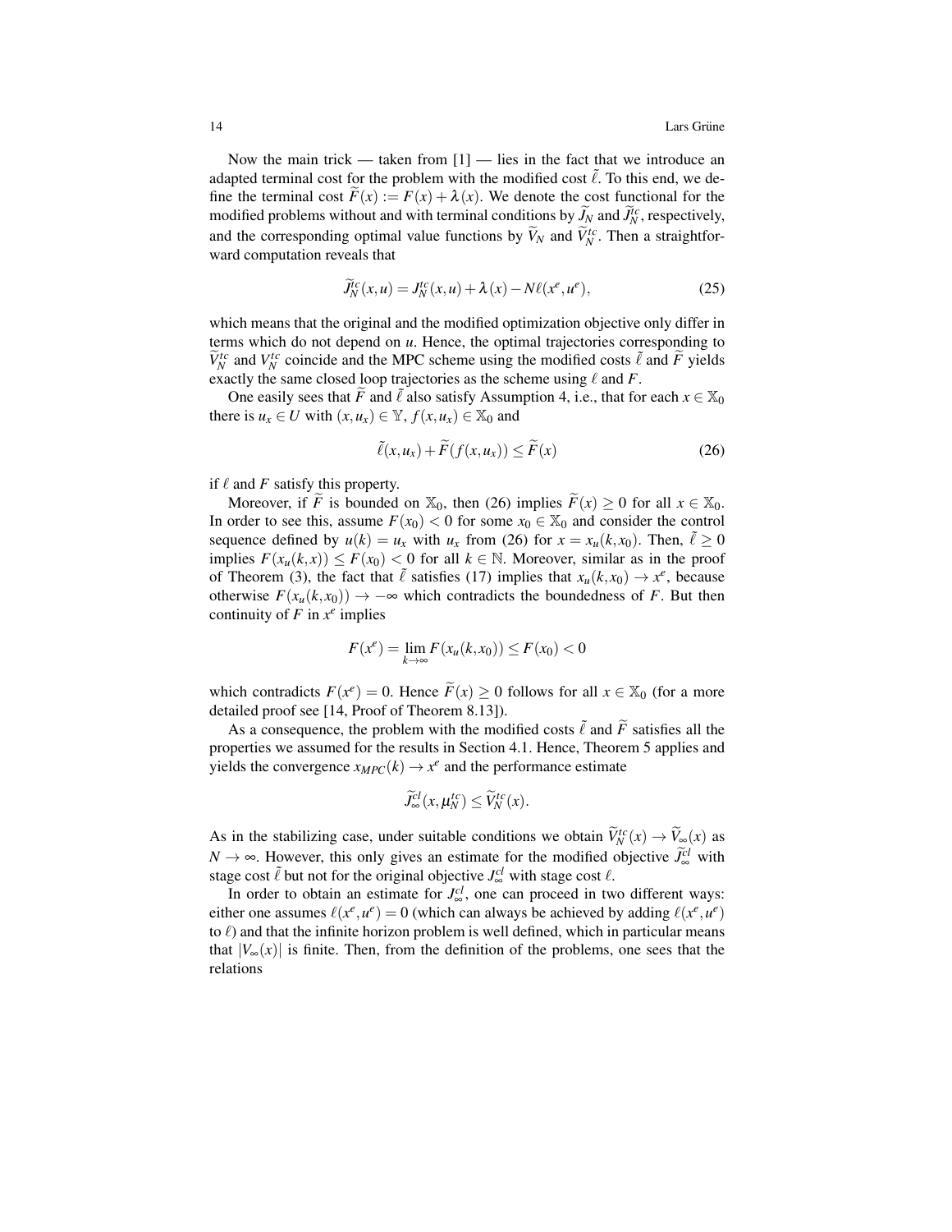Now the main trick — taken from [1] — lies in the fact that we introduce an adapted terminal cost for the problem with the modified cost $\tilde{\ell}$. To this end, we define the terminal cost $\widetilde{F}(x) := F(x) + \lambda(x)$. We denote the cost functional for the modified problems without and with terminal conditions by $\widetilde{J}_N$ and $\widetilde{J}_N^{tc}$, respectively, and the corresponding optimal value functions by $\widetilde{V}_N$ and $\widetilde{V}_N^{tc}$. Then a straightforward computation reveals that

$$\widetilde{J}_N^{tc}(x,u) = J_N^{tc}(x,u) + \lambda(x) - N\ell(x^e,u^e), \tag{25}$$

which means that the original and the modified optimization objective only differ in terms which do not depend on $u$. Hence, the optimal trajectories corresponding to $\widetilde{V}_N^{tc}$ and $V_N^{tc}$ coincide and the MPC scheme using the modified costs $\tilde{\ell}$ and $\widetilde{F}$ yields exactly the same closed loop trajectories as the scheme using $\ell$ and $F$.

One easily sees that $\widetilde{F}$ and $\tilde{\ell}$ also satisfy Assumption 4, i.e., that for each $x \in \mathbb{X}_0$ there is $u_x \in U$ with $(x,u_x) \in \mathbb{Y}$, $f(x,u_x) \in \mathbb{X}_0$ and

$$\tilde{\ell}(x,u_x) + \widetilde{F}(f(x,u_x)) \le \widetilde{F}(x) \tag{26}$$

if $\ell$ and $F$ satisfy this property.

Moreover, if $\widetilde{F}$ is bounded on $\mathbb{X}_0$, then (26) implies $\widetilde{F}(x) \ge 0$ for all $x \in \mathbb{X}_0$. In order to see this, assume $F(x_0) < 0$ for some $x_0 \in \mathbb{X}_0$ and consider the control sequence defined by $u(k) = u_x$ with $u_x$ from (26) for $x = x_u(k,x_0)$. Then, $\tilde{\ell} \ge 0$ implies $F(x_u(k,x)) \le F(x_0) < 0$ for all $k \in \mathbb{N}$. Moreover, similar as in the proof of Theorem (3), the fact that $\tilde{\ell}$ satisfies (17) implies that $x_u(k,x_0) \to x^e$, because otherwise $F(x_u(k,x_0)) \to -\infty$ which contradicts the boundedness of $F$. But then continuity of $F$ in $x^e$ implies

$$F(x^e) = \lim_{k\to\infty} F(x_u(k,x_0)) \le F(x_0) < 0$$

which contradicts $F(x^e) = 0$. Hence $\widetilde{F}(x) \ge 0$ follows for all $x \in \mathbb{X}_0$ (for a more detailed proof see [14, Proof of Theorem 8.13]).

As a consequence, the problem with the modified costs $\tilde{\ell}$ and $\widetilde{F}$ satisfies all the properties we assumed for the results in Section 4.1. Hence, Theorem 5 applies and yields the convergence $x_{MPC}(k) \to x^e$ and the performance estimate

$$\widetilde{J}_\infty^{cl}(x,\mu_N^{tc}) \le \widetilde{V}_N^{tc}(x).$$

As in the stabilizing case, under suitable conditions we obtain $\widetilde{V}_N^{tc}(x) \to \widetilde{V}_\infty(x)$ as $N \to \infty$. However, this only gives an estimate for the modified objective $\widetilde{J}_\infty^{cl}$ with stage cost $\tilde{\ell}$ but not for the original objective $J_\infty^{cl}$ with stage cost $\ell$.

In order to obtain an estimate for $J_\infty^{cl}$, one can proceed in two different ways: either one assumes $\ell(x^e,u^e) = 0$ (which can always be achieved by adding $\ell(x^e,u^e)$ to $\ell$) and that the infinite horizon problem is well defined, which in particular means that $|V_\infty(x)|$ is finite. Then, from the definition of the problems, one sees that the relations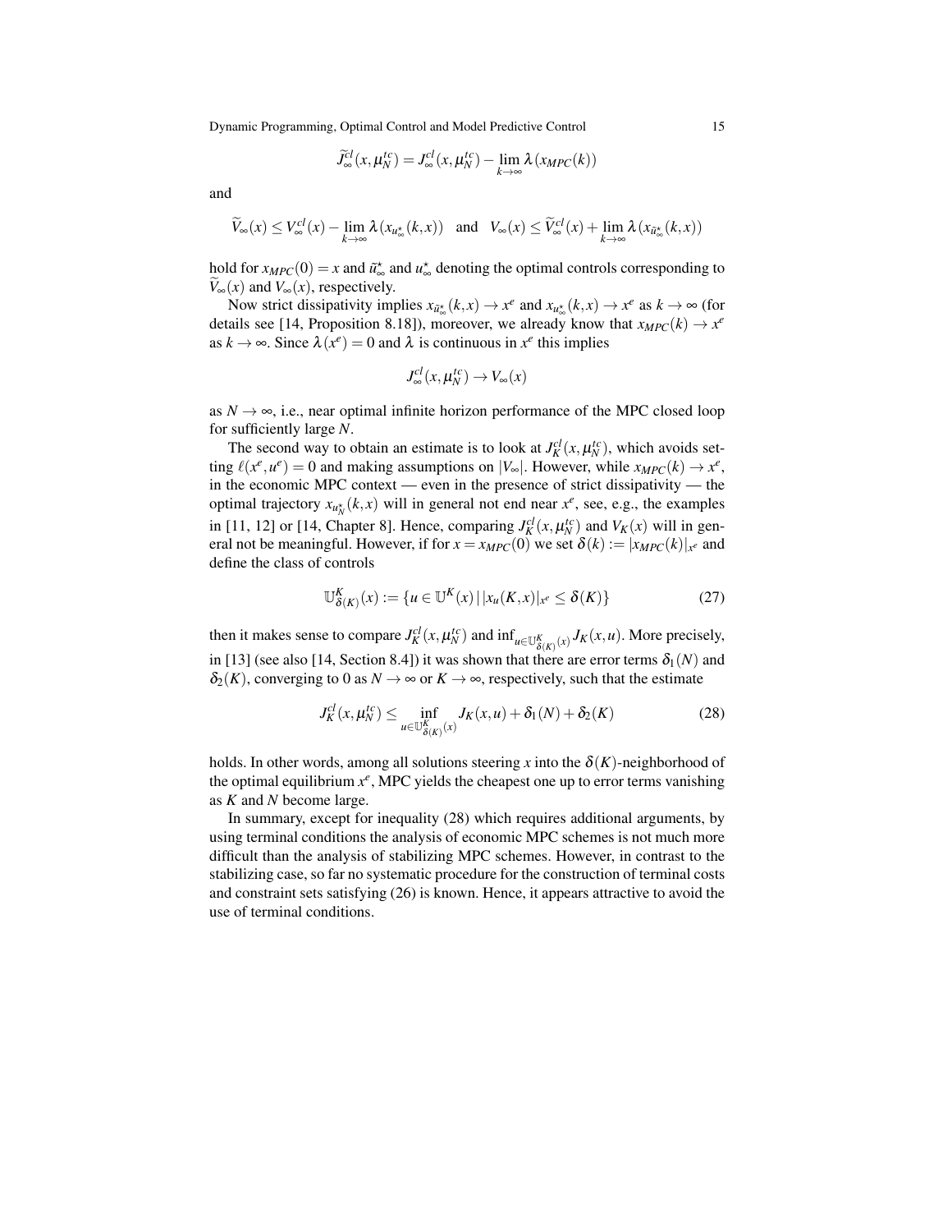$$\widetilde{J}^{cl}_\infty(x,\mu_N^{tc}) = J^{cl}_\infty(x,\mu_N^{tc}) - \lim_{k\to\infty} \lambda(x_{MPC}(k))$$

and

$$\widetilde{V}_\infty(x) \le V^{cl}_\infty(x) - \lim_{k\to\infty} \lambda(x_{u^\star_\infty}(k,x)) \quad \text{and} \quad V_\infty(x) \le \widetilde{V}^{cl}_\infty(x) + \lim_{k\to\infty} \lambda(x_{\tilde{u}^\star_\infty}(k,x))$$

hold for $x_{MPC}(0) = x$ and $\tilde{u}^\star_\infty$ and $u^\star_\infty$ denoting the optimal controls corresponding to $\widetilde{V}_\infty(x)$ and $V_\infty(x)$, respectively.

Now strict dissipativity implies $x_{\tilde{u}^\star_\infty}(k,x) \to x^e$ and $x_{u^\star_\infty}(k,x) \to x^e$ as $k \to \infty$ (for details see [14, Proposition 8.18]), moreover, we already know that $x_{MPC}(k) \to x^e$ as $k \to \infty$. Since $\lambda(x^e) = 0$ and $\lambda$ is continuous in $x^e$ this implies

$$J^{cl}_\infty(x,\mu_N^{tc}) \to V_\infty(x)$$

as $N \to \infty$, i.e., near optimal infinite horizon performance of the MPC closed loop for sufficiently large $N$.

The second way to obtain an estimate is to look at $J^{cl}_K(x,\mu_N^{tc})$, which avoids setting $\ell(x^e,u^e) = 0$ and making assumptions on $|V_\infty|$. However, while $x_{MPC}(k) \to x^e$, in the economic MPC context — even in the presence of strict dissipativity — the optimal trajectory $x_{u^\star_N}(k,x)$ will in general not end near $x^e$, see, e.g., the examples in [11, 12] or [14, Chapter 8]. Hence, comparing $J^{cl}_K(x,\mu_N^{tc})$ and $V_K(x)$ will in general not be meaningful. However, if for $x = x_{MPC}(0)$ we set $\delta(k) := |x_{MPC}(k)|_{x^e}$ and define the class of controls

$$\mathbb{U}^K_{\delta(K)}(x) := \{u \in \mathbb{U}^K(x) \,|\, |x_u(K,x)|_{x^e} \le \delta(K)\} \tag{27}$$

then it makes sense to compare $J^{cl}_K(x,\mu_N^{tc})$ and $\inf_{u\in\mathbb{U}^K_{\delta(K)}(x)} J_K(x,u)$. More precisely, in [13] (see also [14, Section 8.4]) it was shown that there are error terms $\delta_1(N)$ and $\delta_2(K)$, converging to 0 as $N \to \infty$ or $K \to \infty$, respectively, such that the estimate

$$J^{cl}_K(x,\mu_N^{tc}) \le \inf_{u\in\mathbb{U}^K_{\delta(K)}(x)} J_K(x,u) + \delta_1(N) + \delta_2(K) \tag{28}$$

holds. In other words, among all solutions steering $x$ into the $\delta(K)$-neighborhood of the optimal equilibrium $x^e$, MPC yields the cheapest one up to error terms vanishing as $K$ and $N$ become large.

In summary, except for inequality (28) which requires additional arguments, by using terminal conditions the analysis of economic MPC schemes is not much more difficult than the analysis of stabilizing MPC schemes. However, in contrast to the stabilizing case, so far no systematic procedure for the construction of terminal costs and constraint sets satisfying (26) is known. Hence, it appears attractive to avoid the use of terminal conditions.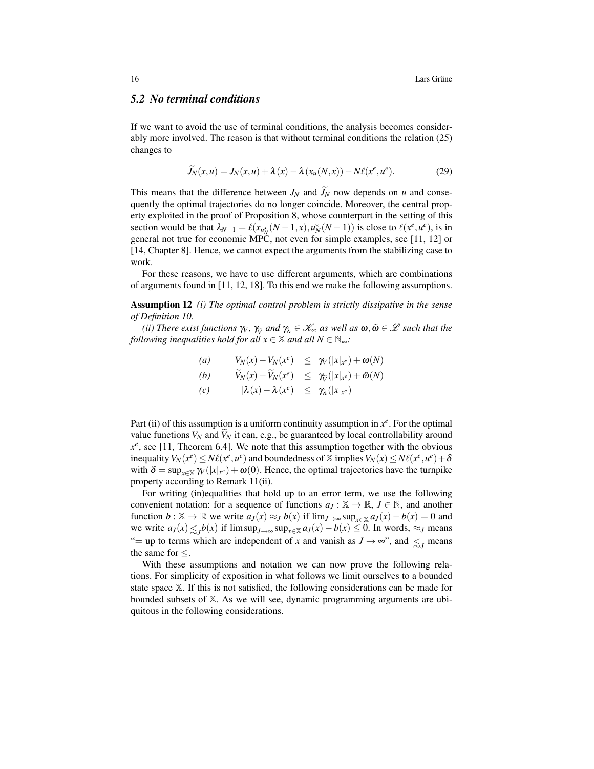### 5.2 No terminal conditions

If we want to avoid the use of terminal conditions, the analysis becomes considerably more involved. The reason is that without terminal conditions the relation (25) changes to

$$\widetilde{J}_N(x,u) = J_N(x,u) + \lambda(x) - \lambda(x_u(N,x)) - N\ell(x^e,u^e). \tag{29}$$

This means that the difference between $J_N$ and $\widetilde{J}_N$ now depends on $u$ and consequently the optimal trajectories do no longer coincide. Moreover, the central property exploited in the proof of Proposition 8, whose counterpart in the setting of this section would be that $\lambda_{N-1} = \ell(x_{u_N^\star}(N-1,x), u_N^\star(N-1))$ is close to $\ell(x^e,u^e)$, is in general not true for economic MPC, not even for simple examples, see [11, 12] or [14, Chapter 8]. Hence, we cannot expect the arguments from the stabilizing case to work.

For these reasons, we have to use different arguments, which are combinations of arguments found in [11, 12, 18]. To this end we make the following assumptions.

**Assumption 12** *(i) The optimal control problem is strictly dissipative in the sense of Definition 10.*

*(ii) There exist functions $\gamma_V$, $\gamma_{\widetilde{V}}$ and $\gamma_\lambda \in \mathscr{K}_\infty$ as well as $\omega, \tilde{\omega} \in \mathscr{L}$ such that the following inequalities hold for all $x \in \mathbb{X}$ and all $N \in \mathbb{N}_\infty$:*

$$\begin{array}{llcl}
(a) & |V_N(x) - V_N(x^e)| & \leq & \gamma_V(|x|_{x^e}) + \omega(N) \\
(b) & |\widetilde{V}_N(x) - \widetilde{V}_N(x^e)| & \leq & \gamma_{\widetilde{V}}(|x|_{x^e}) + \tilde{\omega}(N) \\
(c) & |\lambda(x) - \lambda(x^e)| & \leq & \gamma_\lambda(|x|_{x^e})
\end{array}$$

Part (ii) of this assumption is a uniform continuity assumption in $x^e$. For the optimal value functions $V_N$ and $\widetilde{V}_N$ it can, e.g., be guaranteed by local controllability around $x^e$, see [11, Theorem 6.4]. We note that this assumption together with the obvious inequality $V_N(x^e) \leq N\ell(x^e,u^e)$ and boundedness of $\mathbb{X}$ implies $V_N(x) \leq N\ell(x^e,u^e) + \delta$ with $\delta = \sup_{x\in\mathbb{X}} \gamma_V(|x|_{x^e}) + \omega(0)$. Hence, the optimal trajectories have the turnpike property according to Remark 11(ii).

For writing (in)equalities that hold up to an error term, we use the following convenient notation: for a sequence of functions $a_J : \mathbb{X} \to \mathbb{R}$, $J \in \mathbb{N}$, and another function $b : \mathbb{X} \to \mathbb{R}$ we write $a_J(x) \approx_J b(x)$ if $\lim_{J\to\infty} \sup_{x\in\mathbb{X}} a_J(x) - b(x) = 0$ and we write $a_J(x) \lesssim_J b(x)$ if $\limsup_{J\to\infty} \sup_{x\in\mathbb{X}} a_J(x) - b(x) \leq 0$. In words, $\approx_J$ means "= up to terms which are independent of $x$ and vanish as $J \to \infty$", and $\lesssim_J$ means the same for $\leq$.

With these assumptions and notation we can now prove the following relations. For simplicity of exposition in what follows we limit ourselves to a bounded state space $\mathbb{X}$. If this is not satisfied, the following considerations can be made for bounded subsets of $\mathbb{X}$. As we will see, dynamic programming arguments are ubiquitous in the following considerations.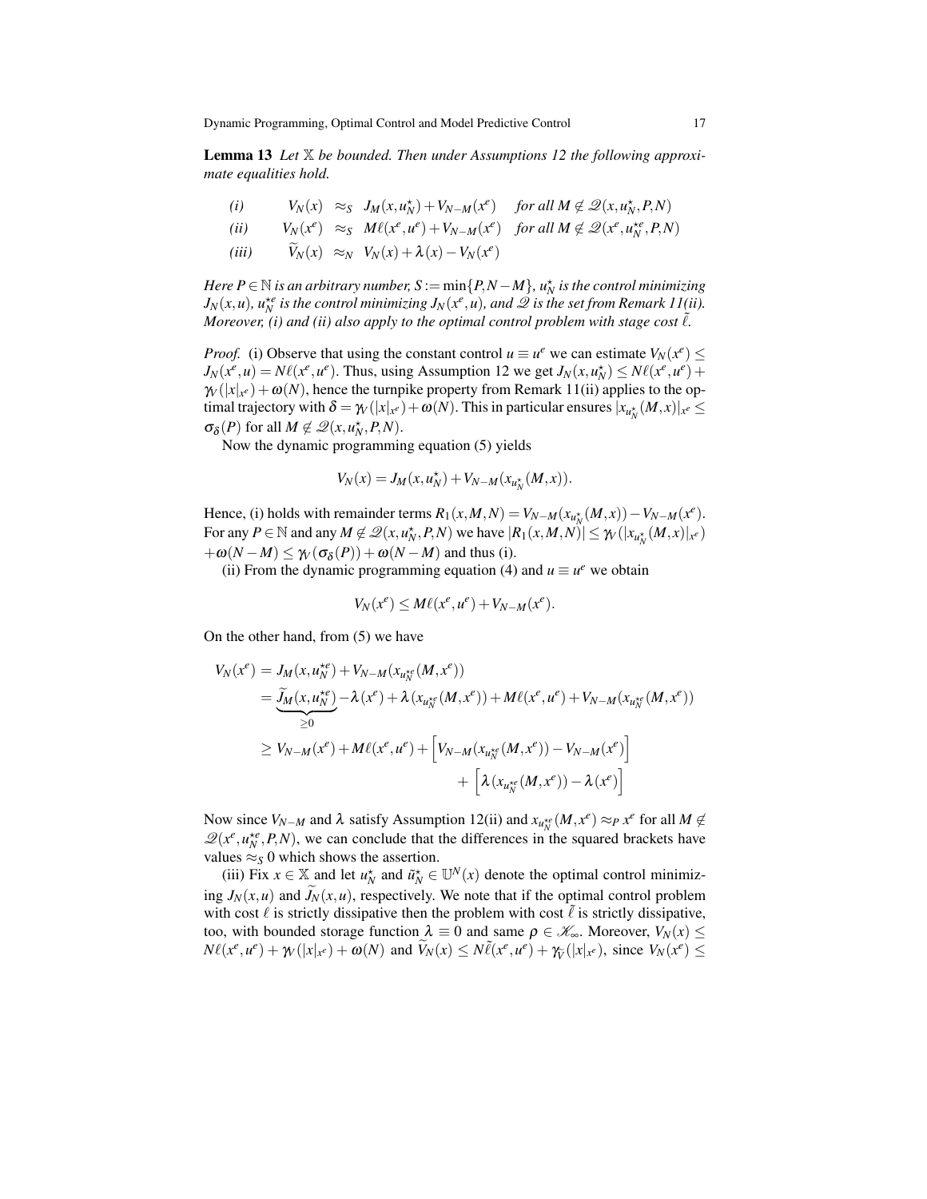**Lemma 13** *Let $\mathbb{X}$ be bounded. Then under Assumptions 12 the following approximate equalities hold.*

$$
\begin{array}{llll}
\textit{(i)} & V_N(x) & \approx_S & J_M(x,u_N^\star) + V_{N-M}(x^e) \quad \textit{for all } M \notin \mathscr{Q}(x,u_N^\star,P,N) \\
\textit{(ii)} & V_N(x^e) & \approx_S & M\ell(x^e,u^e) + V_{N-M}(x^e) \quad \textit{for all } M \notin \mathscr{Q}(x^e,u_N^{\star e},P,N) \\
\textit{(iii)} & \widetilde{V}_N(x) & \approx_N & V_N(x) + \lambda(x) - V_N(x^e)
\end{array}
$$

*Here $P \in \mathbb{N}$ is an arbitrary number, $S := \min\{P, N-M\}$, $u_N^\star$ is the control minimizing $J_N(x,u)$, $u_N^{\star e}$ is the control minimizing $J_N(x^e,u)$, and $\mathscr{Q}$ is the set from Remark 11(ii). Moreover, (i) and (ii) also apply to the optimal control problem with stage cost $\tilde{\ell}$.*

*Proof.* (i) Observe that using the constant control $u \equiv u^e$ we can estimate $V_N(x^e) \leq J_N(x^e,u) = N\ell(x^e,u^e)$. Thus, using Assumption 12 we get $J_N(x,u_N^\star) \leq N\ell(x^e,u^e) + \gamma_V(|x|_{x^e}) + \omega(N)$, hence the turnpike property from Remark 11(ii) applies to the optimal trajectory with $\delta = \gamma_V(|x|_{x^e}) + \omega(N)$. This in particular ensures $|x_{u_N^\star}(M,x)|_{x^e} \leq \sigma_\delta(P)$ for all $M \notin \mathscr{Q}(x,u_N^\star,P,N)$.

Now the dynamic programming equation (5) yields

$$
V_N(x) = J_M(x,u_N^\star) + V_{N-M}(x_{u_N^\star}(M,x)).
$$

Hence, (i) holds with remainder terms $R_1(x,M,N) = V_{N-M}(x_{u_N^\star}(M,x)) - V_{N-M}(x^e)$. For any $P \in \mathbb{N}$ and any $M \notin \mathscr{Q}(x,u_N^\star,P,N)$ we have $|R_1(x,M,N)| \leq \gamma_V(|x_{u_N^\star}(M,x)|_{x^e}) + \omega(N-M) \leq \gamma_V(\sigma_\delta(P)) + \omega(N-M)$ and thus (i).

(ii) From the dynamic programming equation (4) and $u \equiv u^e$ we obtain

$$
V_N(x^e) \leq M\ell(x^e,u^e) + V_{N-M}(x^e).
$$

On the other hand, from (5) we have

$$
\begin{aligned}
V_N(x^e) &= J_M(x,u_N^{\star e}) + V_{N-M}(x_{u_N^{\star e}}(M,x^e)) \\
&= \underbrace{\widetilde{J}_M(x,u_N^{\star e})}_{\geq 0} - \lambda(x^e) + \lambda(x_{u_N^{\star e}}(M,x^e)) + M\ell(x^e,u^e) + V_{N-M}(x_{u_N^{\star e}}(M,x^e)) \\
&\geq V_{N-M}(x^e) + M\ell(x^e,u^e) + \Big[V_{N-M}(x_{u_N^{\star e}}(M,x^e)) - V_{N-M}(x^e)\Big] \\
&\qquad + \Big[\lambda(x_{u_N^{\star e}}(M,x^e)) - \lambda(x^e)\Big]
\end{aligned}
$$

Now since $V_{N-M}$ and $\lambda$ satisfy Assumption 12(ii) and $x_{u_N^{\star e}}(M,x^e) \approx_P x^e$ for all $M \notin \mathscr{Q}(x^e,u_N^{\star e},P,N)$, we can conclude that the differences in the squared brackets have values $\approx_S 0$ which shows the assertion.

(iii) Fix $x \in \mathbb{X}$ and let $u_N^\star$ and $\tilde{u}_N^\star \in \mathbb{U}^N(x)$ denote the optimal control minimizing $J_N(x,u)$ and $\widetilde{J}_N(x,u)$, respectively. We note that if the optimal control problem with cost $\ell$ is strictly dissipative then the problem with cost $\tilde{\ell}$ is strictly dissipative, too, with bounded storage function $\lambda \equiv 0$ and same $\rho \in \mathscr{K}_\infty$. Moreover, $V_N(x) \leq N\ell(x^e,u^e) + \gamma_V(|x|_{x^e}) + \omega(N)$ and $\widetilde{V}_N(x) \leq N\tilde{\ell}(x^e,u^e) + \gamma_{\widetilde{V}}(|x|_{x^e})$, since $V_N(x^e) \leq$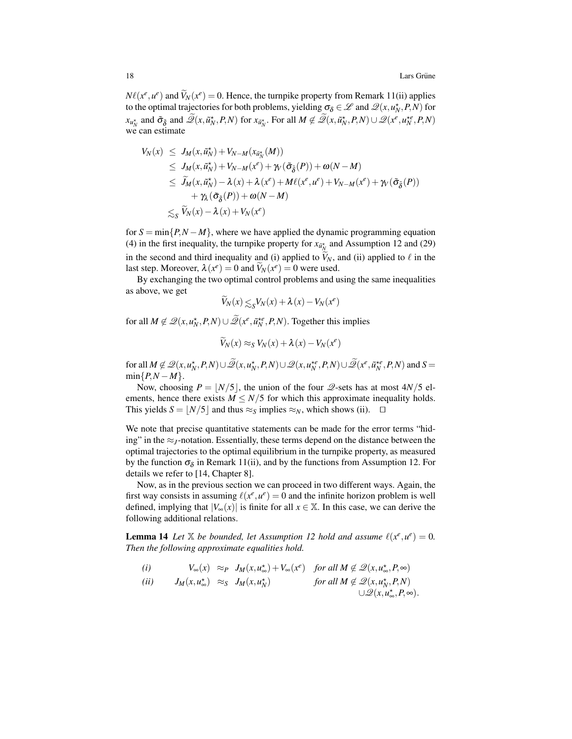$N\ell(x^e,u^e)$ and $\widetilde{V}_N(x^e) = 0$. Hence, the turnpike property from Remark 11(ii) applies to the optimal trajectories for both problems, yielding $\sigma_\delta \in \mathscr{L}$ and $\mathscr{Q}(x,u_N^\star,P,N)$ for $x_{u_N^\star}$ and $\tilde{\sigma}_{\tilde{\delta}}$ and $\widetilde{\mathscr{Q}}(x,\tilde{u}_N^\star,P,N)$ for $x_{\tilde{u}_N^\star}$. For all $M \notin \widetilde{\mathscr{Q}}(x,\tilde{u}_N^\star,P,N) \cup \mathscr{Q}(x^e,u_N^{\star e},P,N)$ we can estimate

$$
\begin{aligned}
V_N(x) &\le J_M(x,\tilde{u}_N^\star) + V_{N-M}(x_{\tilde{u}_N^\star}(M)) \\
&\le J_M(x,\tilde{u}_N^\star) + V_{N-M}(x^e) + \gamma_V(\tilde{\sigma}_{\tilde{\delta}}(P)) + \omega(N-M) \\
&\le \widetilde{J}_M(x,\tilde{u}_N^\star) - \lambda(x) + \lambda(x^e) + M\ell(x^e,u^e) + V_{N-M}(x^e) + \gamma_V(\tilde{\sigma}_{\tilde{\delta}}(P)) \\
&\qquad + \gamma_\lambda(\tilde{\sigma}_{\tilde{\delta}}(P)) + \omega(N-M) \\
&\lesssim_S \widetilde{V}_N(x) - \lambda(x) + V_N(x^e)
\end{aligned}
$$

for $S = \min\{P, N-M\}$, where we have applied the dynamic programming equation (4) in the first inequality, the turnpike property for $x_{\tilde{u}_N^\star}$ and Assumption 12 and (29) in the second and third inequality and (i) applied to $\widetilde{V}_N$, and (ii) applied to $\ell$ in the last step. Moreover, $\lambda(x^e) = 0$ and $\widetilde{V}_N(x^e) = 0$ were used.

By exchanging the two optimal control problems and using the same inequalities as above, we get

$$
\widetilde{V}_N(x) \lesssim_S V_N(x) + \lambda(x) - V_N(x^e)
$$

for all $M \notin \mathscr{Q}(x,u_N^\star,P,N) \cup \widetilde{\mathscr{Q}}(x^e,\tilde{u}_N^{\star e},P,N)$. Together this implies

$$
\widetilde{V}_N(x) \approx_S V_N(x) + \lambda(x) - V_N(x^e)
$$

for all $M \notin \mathscr{Q}(x,u_N^\star,P,N) \cup \widetilde{\mathscr{Q}}(x,u_N^\star,P,N) \cup \mathscr{Q}(x,u_N^{\star e},P,N) \cup \widetilde{\mathscr{Q}}(x^e,\tilde{u}_N^{\star e},P,N)$ and $S = \min\{P, N-M\}$.

Now, choosing $P = \lfloor N/5 \rfloor$, the union of the four $\mathscr{Q}$-sets has at most $4N/5$ elements, hence there exists $M \le N/5$ for which this approximate inequality holds. This yields $S = \lfloor N/5 \rfloor$ and thus $\approx_S$ implies $\approx_N$, which shows (ii). $\square$

We note that precise quantitative statements can be made for the error terms "hiding" in the $\approx_J$-notation. Essentially, these terms depend on the distance between the optimal trajectories to the optimal equilibrium in the turnpike property, as measured by the function $\sigma_\delta$ in Remark 11(ii), and by the functions from Assumption 12. For details we refer to [14, Chapter 8].

Now, as in the previous section we can proceed in two different ways. Again, the first way consists in assuming $\ell(x^e,u^e) = 0$ and the infinite horizon problem is well defined, implying that $|V_\infty(x)|$ is finite for all $x \in \mathbb{X}$. In this case, we can derive the following additional relations.

**Lemma 14** *Let $\mathbb{X}$ be bounded, let Assumption 12 hold and assume $\ell(x^e,u^e) = 0$. Then the following approximate equalities hold.*

$$
\begin{aligned}
&(i) & V_\infty(x) &\approx_P J_M(x,u_\infty^\star) + V_\infty(x^e) && \text{for all } M \notin \mathscr{Q}(x,u_\infty^\star,P,\infty) \\
&(ii) & J_M(x,u_\infty^\star) &\approx_S J_M(x,u_N^\star) && \text{for all } M \notin \mathscr{Q}(x,u_N^\star,P,N) \\
& & & && \qquad \cup \mathscr{Q}(x,u_\infty^\star,P,\infty).
\end{aligned}
$$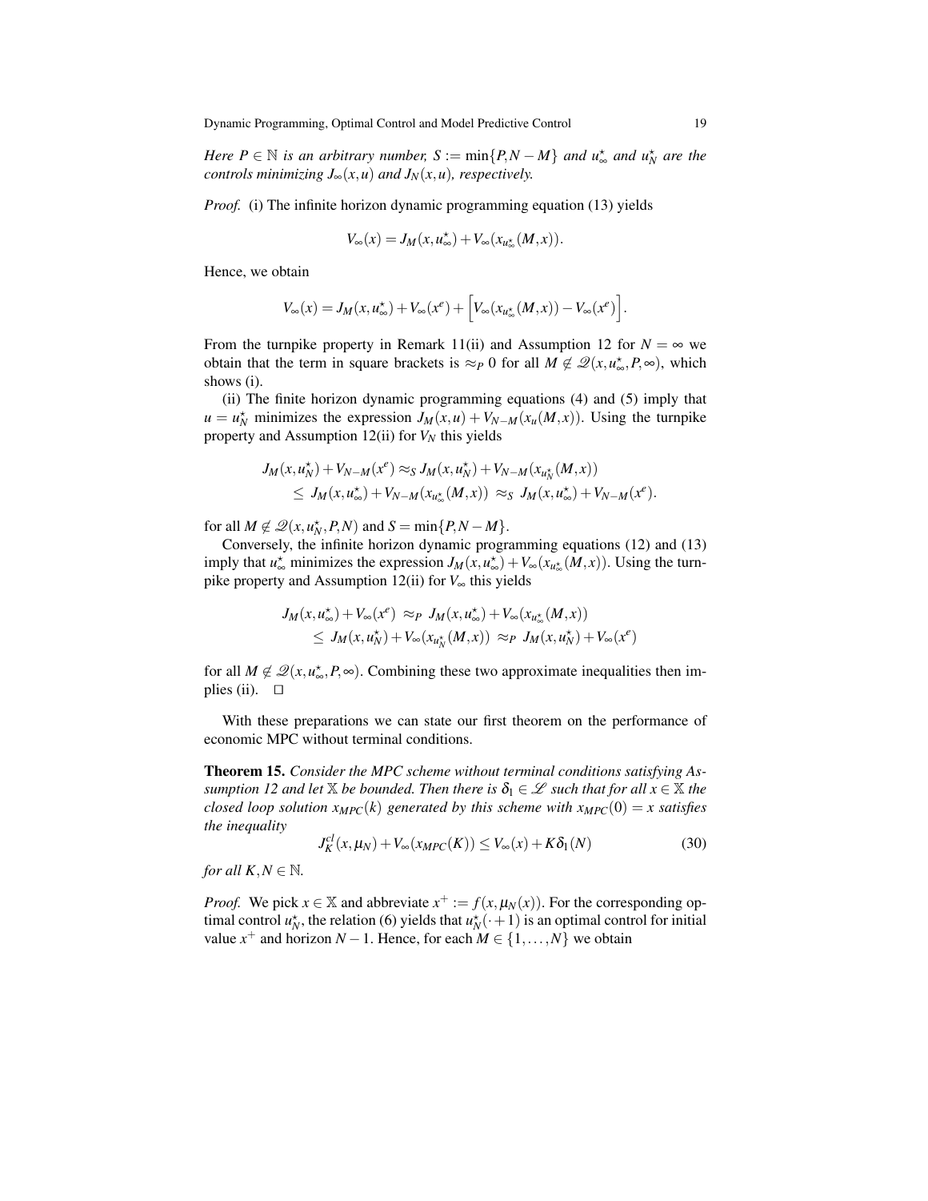*Here $P \in \mathbb{N}$ is an arbitrary number, $S := \min\{P, N-M\}$ and $u^\star_\infty$ and $u^\star_N$ are the controls minimizing $J_\infty(x,u)$ and $J_N(x,u)$, respectively.*

*Proof.* (i) The infinite horizon dynamic programming equation (13) yields

$$V_\infty(x) = J_M(x, u^\star_\infty) + V_\infty(x_{u^\star_\infty}(M,x)).$$

Hence, we obtain

$$V_\infty(x) = J_M(x, u^\star_\infty) + V_\infty(x^e) + \Big[ V_\infty(x_{u^\star_\infty}(M,x)) - V_\infty(x^e) \Big].$$

From the turnpike property in Remark 11(ii) and Assumption 12 for $N = \infty$ we obtain that the term in square brackets is $\approx_P 0$ for all $M \notin \mathscr{Q}(x, u^\star_\infty, P, \infty)$, which shows (i).

(ii) The finite horizon dynamic programming equations (4) and (5) imply that $u = u^\star_N$ minimizes the expression $J_M(x,u) + V_{N-M}(x_u(M,x))$. Using the turnpike property and Assumption 12(ii) for $V_N$ this yields

$$\begin{aligned}
J_M(x, u^\star_N) + V_{N-M}(x^e) &\approx_S J_M(x, u^\star_N) + V_{N-M}(x_{u^\star_N}(M,x)) \\
&\leq\; J_M(x, u^\star_\infty) + V_{N-M}(x_{u^\star_\infty}(M,x)) \;\approx_S\; J_M(x, u^\star_\infty) + V_{N-M}(x^e).
\end{aligned}$$

for all $M \notin \mathscr{Q}(x, u^\star_N, P, N)$ and $S = \min\{P, N-M\}$.

Conversely, the infinite horizon dynamic programming equations (12) and (13) imply that $u^\star_\infty$ minimizes the expression $J_M(x, u^\star_\infty) + V_\infty(x_{u^\star_\infty}(M,x))$. Using the turnpike property and Assumption 12(ii) for $V_\infty$ this yields

$$\begin{aligned}
J_M(x, u^\star_\infty) + V_\infty(x^e) \;&\approx_P\; J_M(x, u^\star_\infty) + V_\infty(x_{u^\star_\infty}(M,x)) \\
&\leq\; J_M(x, u^\star_N) + V_\infty(x_{u^\star_N}(M,x)) \;\approx_P\; J_M(x, u^\star_N) + V_\infty(x^e)
\end{aligned}$$

for all $M \notin \mathscr{Q}(x, u^\star_\infty, P, \infty)$. Combining these two approximate inequalities then implies (ii). $\square$

With these preparations we can state our first theorem on the performance of economic MPC without terminal conditions.

**Theorem 15.** *Consider the MPC scheme without terminal conditions satisfying Assumption 12 and let $\mathbb{X}$ be bounded. Then there is $\delta_1 \in \mathscr{L}$ such that for all $x \in \mathbb{X}$ the closed loop solution $x_{MPC}(k)$ generated by this scheme with $x_{MPC}(0) = x$ satisfies the inequality*

$$J^{cl}_K(x, \mu_N) + V_\infty(x_{MPC}(K)) \leq V_\infty(x) + K\delta_1(N) \tag{30}$$

*for all $K, N \in \mathbb{N}$.*

*Proof.* We pick $x \in \mathbb{X}$ and abbreviate $x^+ := f(x, \mu_N(x))$. For the corresponding optimal control $u^\star_N$, the relation (6) yields that $u^\star_N(\cdot + 1)$ is an optimal control for initial value $x^+$ and horizon $N-1$. Hence, for each $M \in \{1, \ldots, N\}$ we obtain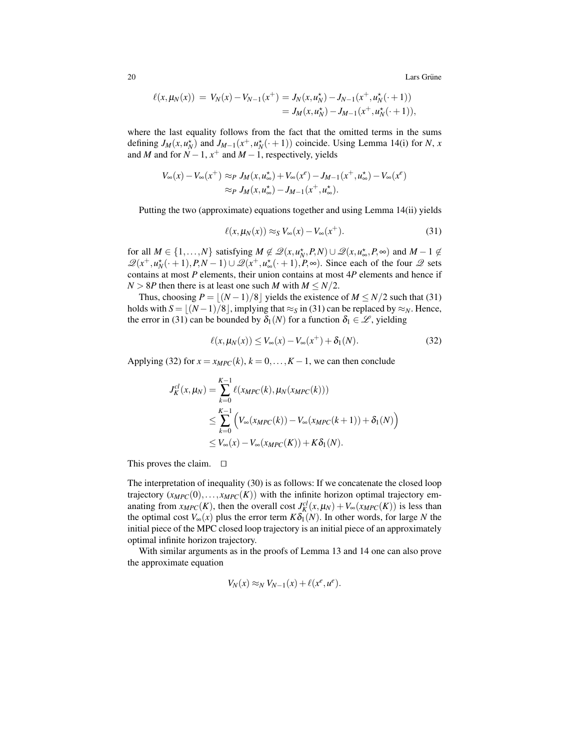$$
\begin{aligned}
\ell(x,\mu_N(x)) \;=\; V_N(x) - V_{N-1}(x^+) &= J_N(x,u_N^\star) - J_{N-1}(x^+,u_N^\star(\cdot+1)) \\
&= J_M(x,u_N^\star) - J_{M-1}(x^+,u_N^\star(\cdot+1)),
\end{aligned}
$$

where the last equality follows from the fact that the omitted terms in the sums defining $J_M(x,u_N^\star)$ and $J_{M-1}(x^+,u_N^\star(\cdot+1))$ coincide. Using Lemma 14(i) for $N$, $x$ and $M$ and for $N-1$, $x^+$ and $M-1$, respectively, yields

$$
\begin{aligned}
V_\infty(x) - V_\infty(x^+) &\approx_P J_M(x,u_\infty^\star) + V_\infty(x^e) - J_{M-1}(x^+,u_\infty^\star) - V_\infty(x^e) \\
&\approx_P J_M(x,u_\infty^\star) - J_{M-1}(x^+,u_\infty^\star).
\end{aligned}
$$

Putting the two (approximate) equations together and using Lemma 14(ii) yields

$$
\ell(x,\mu_N(x)) \approx_S V_\infty(x) - V_\infty(x^+). \tag{31}
$$

for all $M \in \{1,\dots,N\}$ satisfying $M \notin \mathscr{Q}(x,u_N^\star,P,N) \cup \mathscr{Q}(x,u_\infty^\star,P,\infty)$ and $M-1 \notin \mathscr{Q}(x^+,u_N^\star(\cdot+1),P,N-1) \cup \mathscr{Q}(x^+,u_\infty^\star(\cdot+1),P,\infty)$. Since each of the four $\mathscr{Q}$ sets contains at most $P$ elements, their union contains at most $4P$ elements and hence if $N > 8P$ then there is at least one such $M$ with $M \le N/2$.

Thus, choosing $P = \lfloor (N-1)/8 \rfloor$ yields the existence of $M \le N/2$ such that (31) holds with $S = \lfloor (N-1)/8 \rfloor$, implying that $\approx_S$ in (31) can be replaced by $\approx_N$. Hence, the error in (31) can be bounded by $\delta_1(N)$ for a function $\delta_1 \in \mathscr{L}$, yielding

$$
\ell(x,\mu_N(x)) \le V_\infty(x) - V_\infty(x^+) + \delta_1(N). \tag{32}
$$

Applying (32) for $x = x_{MPC}(k)$, $k = 0,\dots,K-1$, we can then conclude

$$
\begin{aligned}
J_K^{cl}(x,\mu_N) &= \sum_{k=0}^{K-1} \ell(x_{MPC}(k),\mu_N(x_{MPC}(k))) \\
&\le \sum_{k=0}^{K-1} \Big( V_\infty(x_{MPC}(k)) - V_\infty(x_{MPC}(k+1)) + \delta_1(N) \Big) \\
&\le V_\infty(x) - V_\infty(x_{MPC}(K)) + K\delta_1(N).
\end{aligned}
$$

This proves the claim. □

The interpretation of inequality (30) is as follows: If we concatenate the closed loop trajectory $(x_{MPC}(0),\dots,x_{MPC}(K))$ with the infinite horizon optimal trajectory emanating from $x_{MPC}(K)$, then the overall cost $J_K^{cl}(x,\mu_N) + V_\infty(x_{MPC}(K))$ is less than the optimal cost $V_\infty(x)$ plus the error term $K\delta_1(N)$. In other words, for large $N$ the initial piece of the MPC closed loop trajectory is an initial piece of an approximately optimal infinite horizon trajectory.

With similar arguments as in the proofs of Lemma 13 and 14 one can also prove the approximate equation

$$
V_N(x) \approx_N V_{N-1}(x) + \ell(x^e,u^e).
$$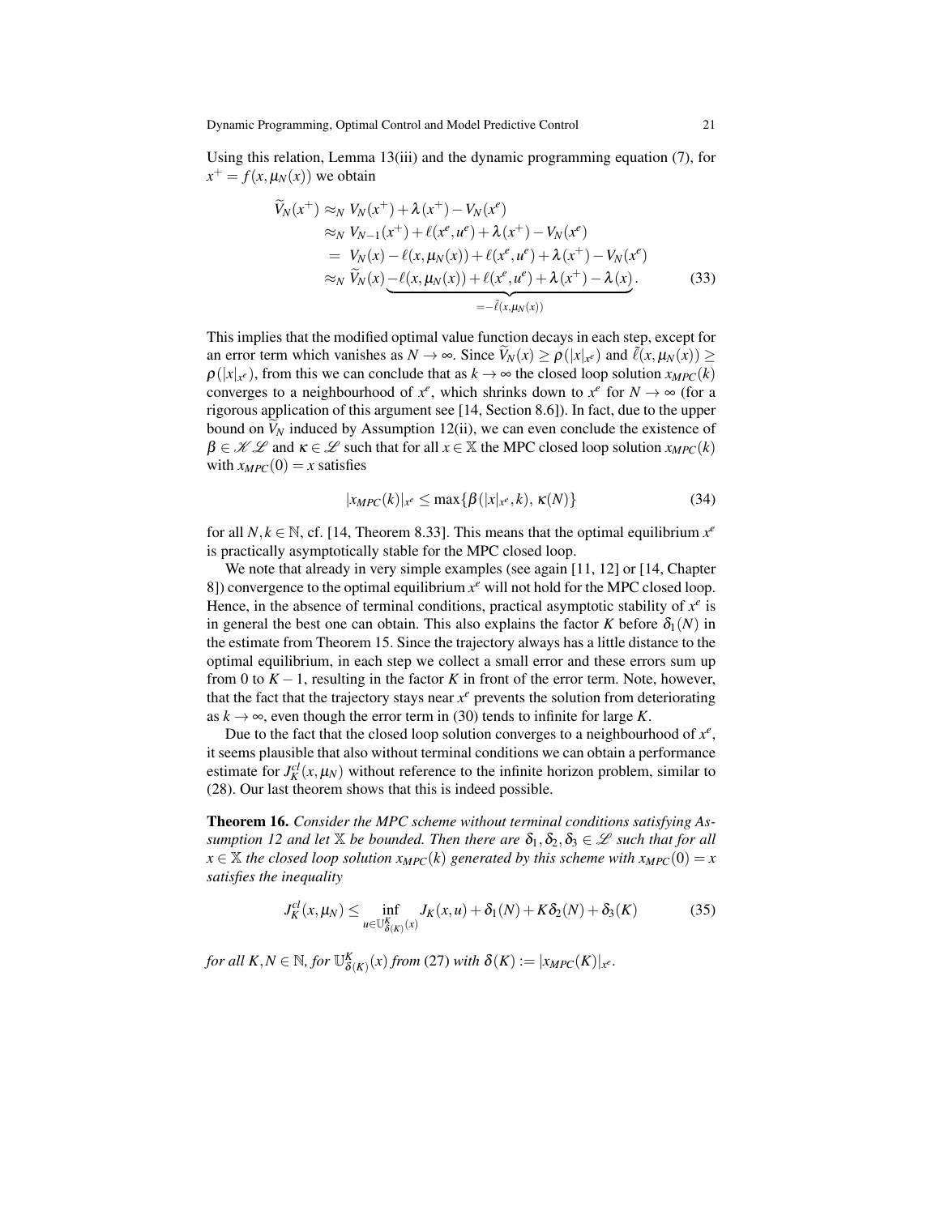Using this relation, Lemma 13(iii) and the dynamic programming equation (7), for $x^+ = f(x, \mu_N(x))$ we obtain

$$
\begin{aligned}
\widetilde{V}_N(x^+) &\approx_N V_N(x^+) + \lambda(x^+) - V_N(x^e) \\
&\approx_N V_{N-1}(x^+) + \ell(x^e, u^e) + \lambda(x^+) - V_N(x^e) \\
&= V_N(x) - \ell(x, \mu_N(x)) + \ell(x^e, u^e) + \lambda(x^+) - V_N(x^e) \\
&\approx_N \widetilde{V}_N(x) \underbrace{- \ell(x, \mu_N(x)) + \ell(x^e, u^e) + \lambda(x^+) - \lambda(x)}_{= -\tilde{\ell}(x, \mu_N(x))}.
\end{aligned} \tag{33}
$$

This implies that the modified optimal value function decays in each step, except for an error term which vanishes as $N \to \infty$. Since $\widetilde{V}_N(x) \geq \rho(|x|_{x^e})$ and $\tilde{\ell}(x, \mu_N(x)) \geq \rho(|x|_{x^e})$, from this we can conclude that as $k \to \infty$ the closed loop solution $x_{MPC}(k)$ converges to a neighbourhood of $x^e$, which shrinks down to $x^e$ for $N \to \infty$ (for a rigorous application of this argument see [14, Section 8.6]). In fact, due to the upper bound on $\widetilde{V}_N$ induced by Assumption 12(ii), we can even conclude the existence of $\beta \in \mathscr{KL}$ and $\kappa \in \mathscr{L}$ such that for all $x \in \mathbb{X}$ the MPC closed loop solution $x_{MPC}(k)$ with $x_{MPC}(0) = x$ satisfies

$$
|x_{MPC}(k)|_{x^e} \leq \max\{\beta(|x|_{x^e}, k),\, \kappa(N)\} \tag{34}
$$

for all $N, k \in \mathbb{N}$, cf. [14, Theorem 8.33]. This means that the optimal equilibrium $x^e$ is practically asymptotically stable for the MPC closed loop.

We note that already in very simple examples (see again [11, 12] or [14, Chapter 8]) convergence to the optimal equilibrium $x^e$ will not hold for the MPC closed loop. Hence, in the absence of terminal conditions, practical asymptotic stability of $x^e$ is in general the best one can obtain. This also explains the factor $K$ before $\delta_1(N)$ in the estimate from Theorem 15. Since the trajectory always has a little distance to the optimal equilibrium, in each step we collect a small error and these errors sum up from 0 to $K-1$, resulting in the factor $K$ in front of the error term. Note, however, that the fact that the trajectory stays near $x^e$ prevents the solution from deteriorating as $k \to \infty$, even though the error term in (30) tends to infinite for large $K$.

Due to the fact that the closed loop solution converges to a neighbourhood of $x^e$, it seems plausible that also without terminal conditions we can obtain a performance estimate for $J_K^{cl}(x, \mu_N)$ without reference to the infinite horizon problem, similar to (28). Our last theorem shows that this is indeed possible.

**Theorem 16.** *Consider the MPC scheme without terminal conditions satisfying Assumption 12 and let $\mathbb{X}$ be bounded. Then there are $\delta_1, \delta_2, \delta_3 \in \mathscr{L}$ such that for all $x \in \mathbb{X}$ the closed loop solution $x_{MPC}(k)$ generated by this scheme with $x_{MPC}(0) = x$ satisfies the inequality*

$$
J_K^{cl}(x, \mu_N) \leq \inf_{u \in \mathbb{U}^K_{\delta(K)}(x)} J_K(x, u) + \delta_1(N) + K\delta_2(N) + \delta_3(K) \tag{35}
$$

*for all $K, N \in \mathbb{N}$, for $\mathbb{U}^K_{\delta(K)}(x)$ from (27) with $\delta(K) := |x_{MPC}(K)|_{x^e}$.*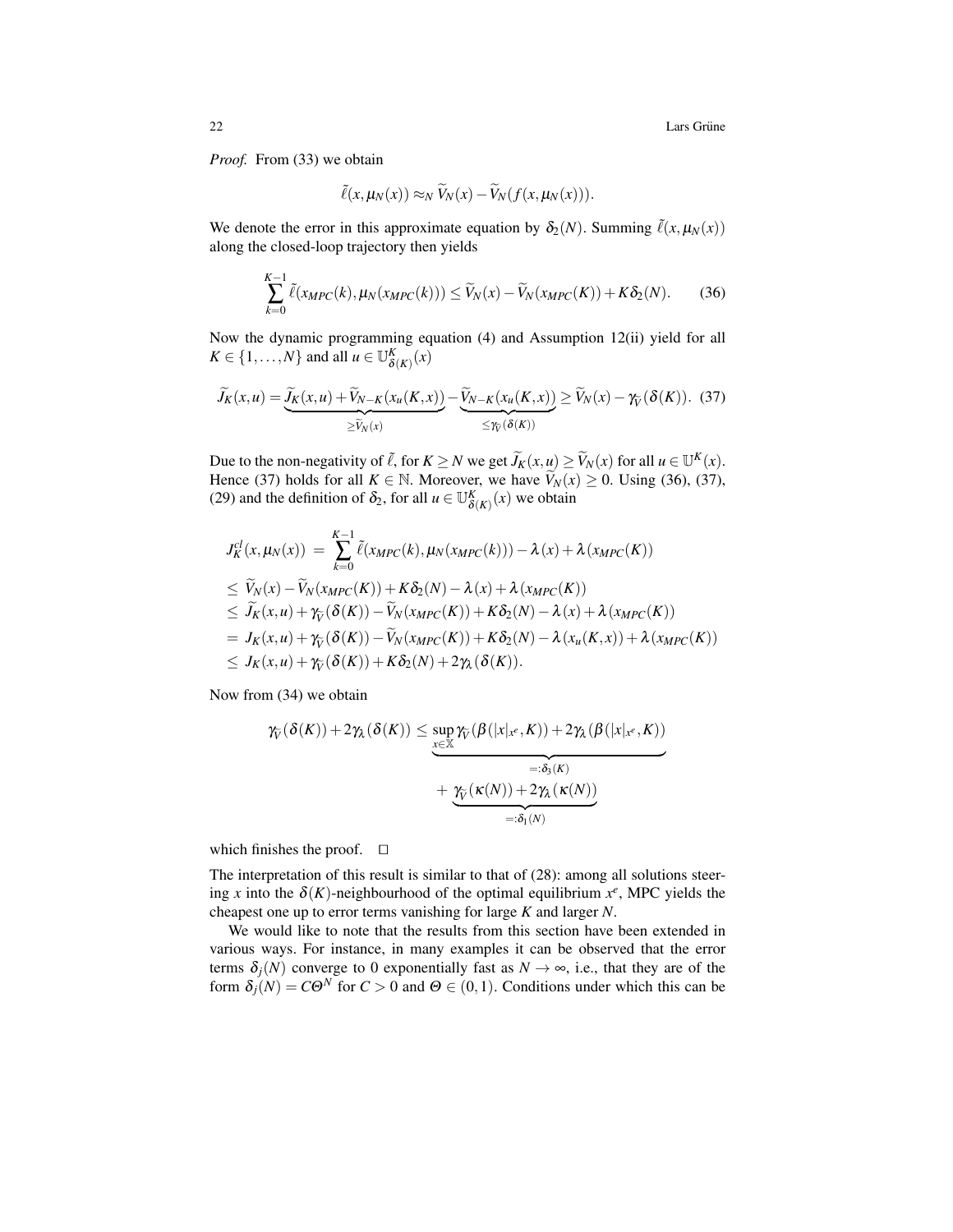*Proof.* From (33) we obtain

$$\tilde{\ell}(x, \mu_N(x)) \approx_N \widetilde{V}_N(x) - \widetilde{V}_N(f(x, \mu_N(x))).$$

We denote the error in this approximate equation by $\delta_2(N)$. Summing $\tilde{\ell}(x, \mu_N(x))$ along the closed-loop trajectory then yields

$$\sum_{k=0}^{K-1} \tilde{\ell}(x_{MPC}(k), \mu_N(x_{MPC}(k))) \leq \widetilde{V}_N(x) - \widetilde{V}_N(x_{MPC}(K)) + K\delta_2(N). \tag{36}$$

Now the dynamic programming equation (4) and Assumption 12(ii) yield for all $K \in \{1, \ldots, N\}$ and all $u \in \mathbb{U}^K_{\delta(K)}(x)$

$$\widetilde{J}_K(x,u) = \underbrace{\widetilde{J}_K(x,u) + \widetilde{V}_{N-K}(x_u(K,x))}_{\geq \widetilde{V}_N(x)} - \underbrace{\widetilde{V}_{N-K}(x_u(K,x))}_{\leq \gamma_{\widetilde{V}}(\delta(K))} \geq \widetilde{V}_N(x) - \gamma_{\widetilde{V}}(\delta(K)). \tag{37}$$

Due to the non-negativity of $\tilde{\ell}$, for $K \geq N$ we get $\widetilde{J}_K(x,u) \geq \widetilde{V}_N(x)$ for all $u \in \mathbb{U}^K(x)$. Hence (37) holds for all $K \in \mathbb{N}$. Moreover, we have $\widetilde{V}_N(x) \geq 0$. Using (36), (37), (29) and the definition of $\delta_2$, for all $u \in \mathbb{U}^K_{\delta(K)}(x)$ we obtain

$$\begin{aligned}
J^{cl}_K(x, \mu_N(x)) &= \sum_{k=0}^{K-1} \tilde{\ell}(x_{MPC}(k), \mu_N(x_{MPC}(k))) - \lambda(x) + \lambda(x_{MPC}(K)) \\
&\leq \widetilde{V}_N(x) - \widetilde{V}_N(x_{MPC}(K)) + K\delta_2(N) - \lambda(x) + \lambda(x_{MPC}(K)) \\
&\leq \widetilde{J}_K(x,u) + \gamma_{\widetilde{V}}(\delta(K)) - \widetilde{V}_N(x_{MPC}(K)) + K\delta_2(N) - \lambda(x) + \lambda(x_{MPC}(K)) \\
&= J_K(x,u) + \gamma_{\widetilde{V}}(\delta(K)) - \widetilde{V}_N(x_{MPC}(K)) + K\delta_2(N) - \lambda(x_u(K,x)) + \lambda(x_{MPC}(K)) \\
&\leq J_K(x,u) + \gamma_{\widetilde{V}}(\delta(K)) + K\delta_2(N) + 2\gamma_\lambda(\delta(K)).
\end{aligned}$$

Now from (34) we obtain

$$\gamma_{\widetilde{V}}(\delta(K)) + 2\gamma_\lambda(\delta(K)) \leq \underbrace{\sup_{x \in \mathbb{X}} \gamma_{\widetilde{V}}(\beta(|x|_{x^e}, K)) + 2\gamma_\lambda(\beta(|x|_{x^e}, K))}_{=:\delta_3(K)} + \underbrace{\gamma_{\widetilde{V}}(\kappa(N)) + 2\gamma_\lambda(\kappa(N))}_{=:\delta_1(N)}$$

which finishes the proof. $\square$

The interpretation of this result is similar to that of (28): among all solutions steering $x$ into the $\delta(K)$-neighbourhood of the optimal equilibrium $x^e$, MPC yields the cheapest one up to error terms vanishing for large $K$ and larger $N$.

We would like to note that the results from this section have been extended in various ways. For instance, in many examples it can be observed that the error terms $\delta_j(N)$ converge to 0 exponentially fast as $N \to \infty$, i.e., that they are of the form $\delta_j(N) = C\Theta^N$ for $C > 0$ and $\Theta \in (0,1)$. Conditions under which this can be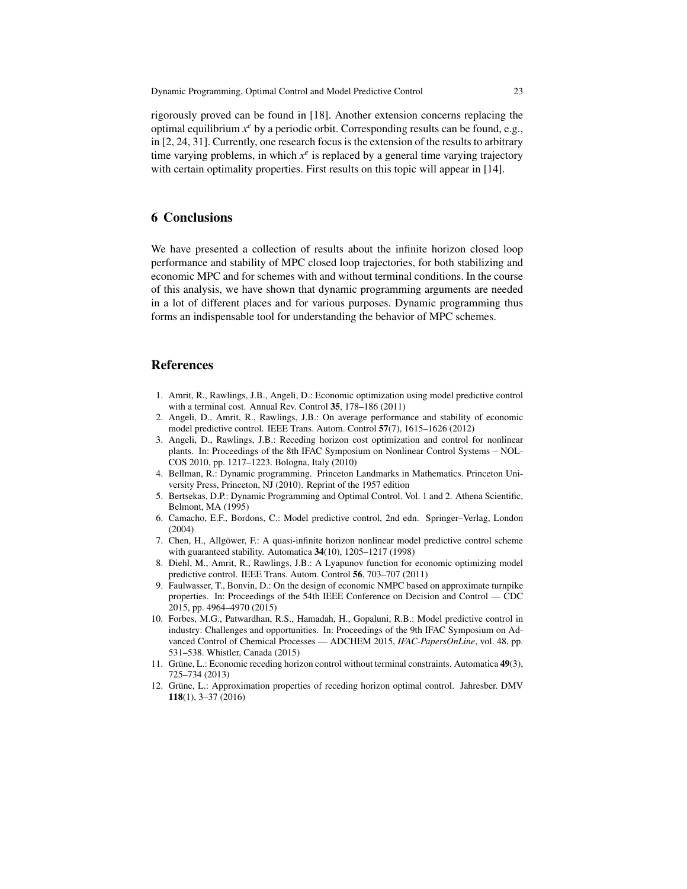rigorously proved can be found in [18]. Another extension concerns replacing the optimal equilibrium $x^e$ by a periodic orbit. Corresponding results can be found, e.g., in [2, 24, 31]. Currently, one research focus is the extension of the results to arbitrary time varying problems, in which $x^e$ is replaced by a general time varying trajectory with certain optimality properties. First results on this topic will appear in [14].

## 6 Conclusions

We have presented a collection of results about the infinite horizon closed loop performance and stability of MPC closed loop trajectories, for both stabilizing and economic MPC and for schemes with and without terminal conditions. In the course of this analysis, we have shown that dynamic programming arguments are needed in a lot of different places and for various purposes. Dynamic programming thus forms an indispensable tool for understanding the behavior of MPC schemes.

## References

1. Amrit, R., Rawlings, J.B., Angeli, D.: Economic optimization using model predictive control with a terminal cost. Annual Rev. Control **35**, 178–186 (2011)
2. Angeli, D., Amrit, R., Rawlings, J.B.: On average performance and stability of economic model predictive control. IEEE Trans. Autom. Control **57**(7), 1615–1626 (2012)
3. Angeli, D., Rawlings, J.B.: Receding horizon cost optimization and control for nonlinear plants. In: Proceedings of the 8th IFAC Symposium on Nonlinear Control Systems – NOLCOS 2010, pp. 1217–1223. Bologna, Italy (2010)
4. Bellman, R.: Dynamic programming. Princeton Landmarks in Mathematics. Princeton University Press, Princeton, NJ (2010). Reprint of the 1957 edition
5. Bertsekas, D.P.: Dynamic Programming and Optimal Control. Vol. 1 and 2. Athena Scientific, Belmont, MA (1995)
6. Camacho, E.F., Bordons, C.: Model predictive control, 2nd edn. Springer–Verlag, London (2004)
7. Chen, H., Allgöwer, F.: A quasi-infinite horizon nonlinear model predictive control scheme with guaranteed stability. Automatica **34**(10), 1205–1217 (1998)
8. Diehl, M., Amrit, R., Rawlings, J.B.: A Lyapunov function for economic optimizing model predictive control. IEEE Trans. Autom. Control **56**, 703–707 (2011)
9. Faulwasser, T., Bonvin, D.: On the design of economic NMPC based on approximate turnpike properties. In: Proceedings of the 54th IEEE Conference on Decision and Control — CDC 2015, pp. 4964–4970 (2015)
10. Forbes, M.G., Patwardhan, R.S., Hamadah, H., Gopaluni, R.B.: Model predictive control in industry: Challenges and opportunities. In: Proceedings of the 9th IFAC Symposium on Advanced Control of Chemical Processes — ADCHEM 2015, *IFAC-PapersOnLine*, vol. 48, pp. 531–538. Whistler, Canada (2015)
11. Grüne, L.: Economic receding horizon control without terminal constraints. Automatica **49**(3), 725–734 (2013)
12. Grüne, L.: Approximation properties of receding horizon optimal control. Jahresber. DMV **118**(1), 3–37 (2016)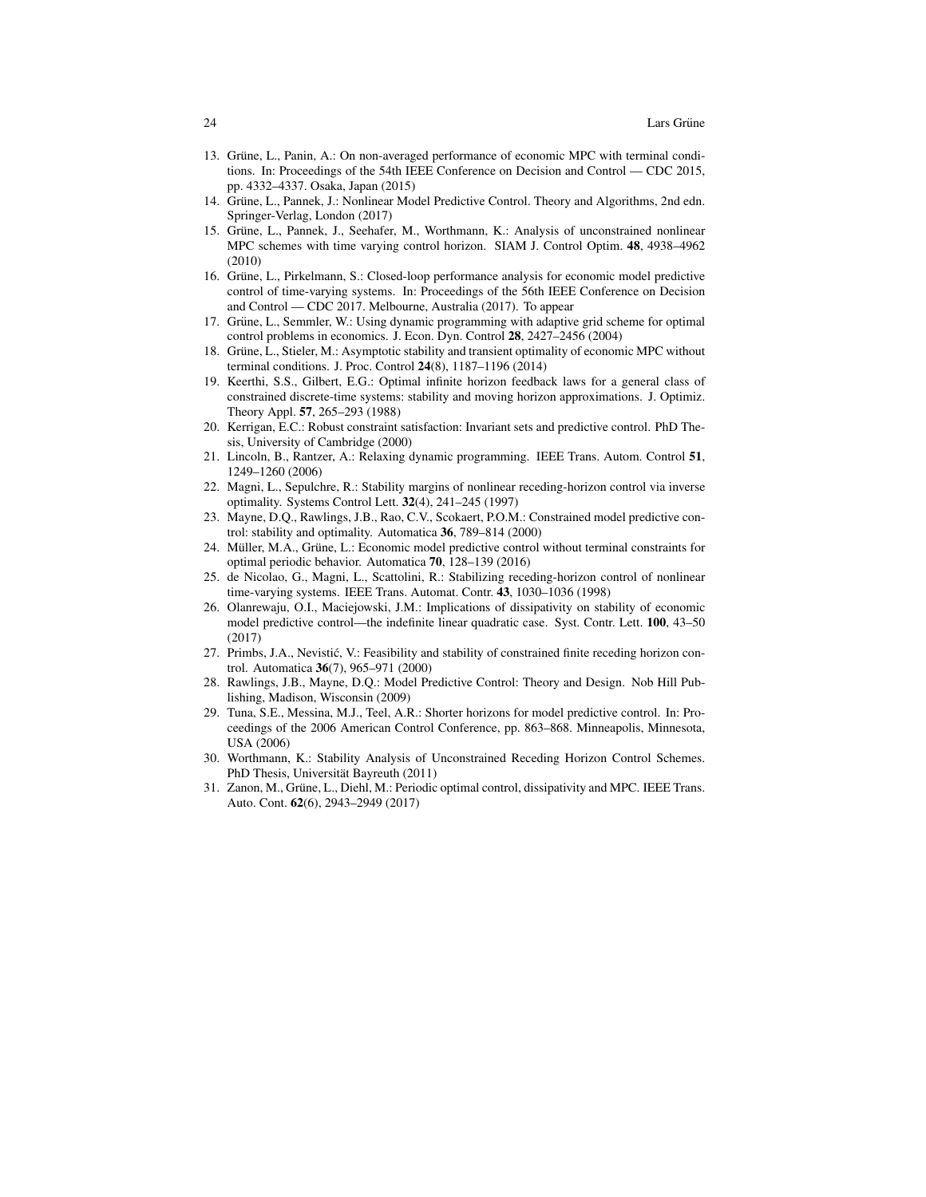13. Grüne, L., Panin, A.: On non-averaged performance of economic MPC with terminal conditions. In: Proceedings of the 54th IEEE Conference on Decision and Control — CDC 2015, pp. 4332–4337. Osaka, Japan (2015)
14. Grüne, L., Pannek, J.: Nonlinear Model Predictive Control. Theory and Algorithms, 2nd edn. Springer-Verlag, London (2017)
15. Grüne, L., Pannek, J., Seehafer, M., Worthmann, K.: Analysis of unconstrained nonlinear MPC schemes with time varying control horizon. SIAM J. Control Optim. **48**, 4938–4962 (2010)
16. Grüne, L., Pirkelmann, S.: Closed-loop performance analysis for economic model predictive control of time-varying systems. In: Proceedings of the 56th IEEE Conference on Decision and Control — CDC 2017. Melbourne, Australia (2017). To appear
17. Grüne, L., Semmler, W.: Using dynamic programming with adaptive grid scheme for optimal control problems in economics. J. Econ. Dyn. Control **28**, 2427–2456 (2004)
18. Grüne, L., Stieler, M.: Asymptotic stability and transient optimality of economic MPC without terminal conditions. J. Proc. Control **24**(8), 1187–1196 (2014)
19. Keerthi, S.S., Gilbert, E.G.: Optimal infinite horizon feedback laws for a general class of constrained discrete-time systems: stability and moving horizon approximations. J. Optimiz. Theory Appl. **57**, 265–293 (1988)
20. Kerrigan, E.C.: Robust constraint satisfaction: Invariant sets and predictive control. PhD Thesis, University of Cambridge (2000)
21. Lincoln, B., Rantzer, A.: Relaxing dynamic programming. IEEE Trans. Autom. Control **51**, 1249–1260 (2006)
22. Magni, L., Sepulchre, R.: Stability margins of nonlinear receding-horizon control via inverse optimality. Systems Control Lett. **32**(4), 241–245 (1997)
23. Mayne, D.Q., Rawlings, J.B., Rao, C.V., Scokaert, P.O.M.: Constrained model predictive control: stability and optimality. Automatica **36**, 789–814 (2000)
24. Müller, M.A., Grüne, L.: Economic model predictive control without terminal constraints for optimal periodic behavior. Automatica **70**, 128–139 (2016)
25. de Nicolao, G., Magni, L., Scattolini, R.: Stabilizing receding-horizon control of nonlinear time-varying systems. IEEE Trans. Automat. Contr. **43**, 1030–1036 (1998)
26. Olanrewaju, O.I., Maciejowski, J.M.: Implications of dissipativity on stability of economic model predictive control—the indefinite linear quadratic case. Syst. Contr. Lett. **100**, 43–50 (2017)
27. Primbs, J.A., Nevistić, V.: Feasibility and stability of constrained finite receding horizon control. Automatica **36**(7), 965–971 (2000)
28. Rawlings, J.B., Mayne, D.Q.: Model Predictive Control: Theory and Design. Nob Hill Publishing, Madison, Wisconsin (2009)
29. Tuna, S.E., Messina, M.J., Teel, A.R.: Shorter horizons for model predictive control. In: Proceedings of the 2006 American Control Conference, pp. 863–868. Minneapolis, Minnesota, USA (2006)
30. Worthmann, K.: Stability Analysis of Unconstrained Receding Horizon Control Schemes. PhD Thesis, Universität Bayreuth (2011)
31. Zanon, M., Grüne, L., Diehl, M.: Periodic optimal control, dissipativity and MPC. IEEE Trans. Auto. Cont. **62**(6), 2943–2949 (2017)